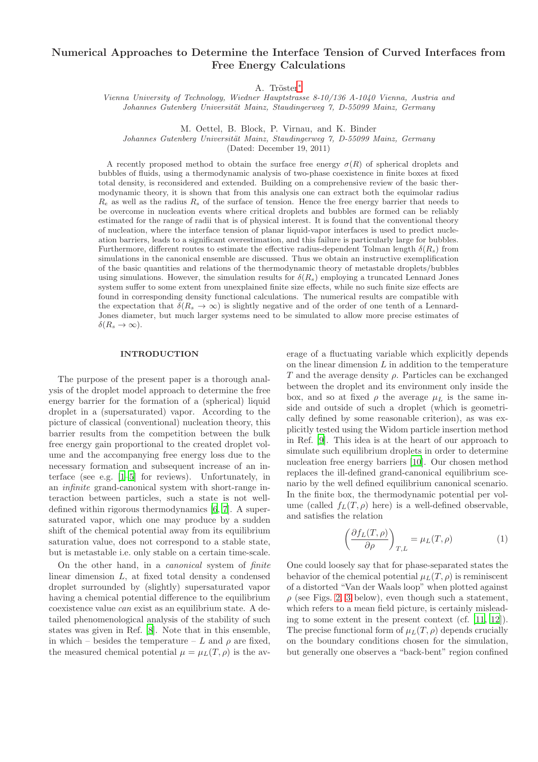# Numerical Approaches to Determine the Interface Tension of Curved Interfaces from Free Energy Calculations

A. Tröster[*]

*Vienna University of Technology, Wiedner Hauptstrasse 8-10/136 A-1040 Vienna, Austria and Johannes Gutenberg Universität Mainz, Staudingerweg 7, D-55099 Mainz, Germany*

M. Oettel, B. Block, P. Virnau, and K. Binder

*Johannes Gutenberg Universität Mainz, Staudingerweg 7, D-55099 Mainz, Germany*

(Dated: December 19, 2011)

A recently proposed method to obtain the surface free energy $\sigma(R)$ of spherical droplets and bubbles of fluids, using a thermodynamic analysis of two-phase coexistence in finite boxes at fixed total density, is reconsidered and extended. Building on a comprehensive review of the basic thermodynamic theory, it is shown that from this analysis one can extract both the equimolar radius $R_e$ as well as the radius $R_s$ of the surface of tension. Hence the free energy barrier that needs to be overcome in nucleation events where critical droplets and bubbles are formed can be reliably estimated for the range of radii that is of physical interest. It is found that the conventional theory of nucleation, where the interface tension of planar liquid-vapor interfaces is used to predict nucleation barriers, leads to a significant overestimation, and this failure is particularly large for bubbles. Furthermore, different routes to estimate the effective radius-dependent Tolman length $\delta(R_s)$ from simulations in the canonical ensemble are discussed. Thus we obtain an instructive exemplification of the basic quantities and relations of the thermodynamic theory of metastable droplets/bubbles using simulations. However, the simulation results for $\delta(R_s)$ employing a truncated Lennard Jones system suffer to some extent from unexplained finite size effects, while no such finite size effects are found in corresponding density functional calculations. The numerical results are compatible with the expectation that $\delta(R_s \to \infty)$ is slightly negative and of the order of one tenth of a Lennard-Jones diameter, but much larger systems need to be simulated to allow more precise estimates of $\delta(R_s \to \infty)$.

## INTRODUCTION

The purpose of the present paper is a thorough analysis of the droplet model approach to determine the free energy barrier for the formation of a (spherical) liquid droplet in a (supersaturated) vapor. According to the picture of classical (conventional) nucleation theory, this barrier results from the competition between the bulk free energy gain proportional to the created droplet volume and the accompanying free energy loss due to the necessary formation and subsequent increase of an interface (see e.g. [1–5] for reviews). Unfortunately, in an *infinite* grand-canonical system with short-range interaction between particles, such a state is not well-defined within rigorous thermodynamics [6, 7]. A supersaturated vapor, which one may produce by a sudden shift of the chemical potential away from its equilibrium saturation value, does not correspond to a stable state, but is metastable i.e. only stable on a certain time-scale.

On the other hand, in a *canonical* system of *finite* linear dimension $L$, at fixed total density a condensed droplet surrounded by (slightly) supersaturated vapor having a chemical potential difference to the equilibrium coexistence value *can* exist as an equilibrium state. A detailed phenomenological analysis of the stability of such states was given in Ref. [8]. Note that in this ensemble, in which – besides the temperature – $L$ and $\rho$ are fixed, the measured chemical potential $\mu = \mu_L(T, \rho)$ is the average of a fluctuating variable which explicitly depends on the linear dimension $L$ in addition to the temperature $T$ and the average density $\rho$. Particles can be exchanged between the droplet and its environment only inside the box, and so at fixed $\rho$ the average $\mu_L$ is the same inside and outside of such a droplet (which is geometrically defined by some reasonable criterion), as was explicitly tested using the Widom particle insertion method in Ref. [9]. This idea is at the heart of our approach to simulate such equilibrium droplets in order to determine nucleation free energy barriers [10]. Our chosen method replaces the ill-defined grand-canonical equilibrium scenario by the well defined equilibrium canonical scenario. In the finite box, the thermodynamic potential per volume (called $f_L(T, \rho)$ here) is a well-defined observable, and satisfies the relation

$$\left(\frac{\partial f_L(T, \rho)}{\partial \rho}\right)_{T,L} = \mu_L(T, \rho) \tag{1}$$

One could loosely say that for phase-separated states the behavior of the chemical potential $\mu_L(T, \rho)$ is reminiscent of a distorted "Van der Waals loop" when plotted against $\rho$ (see Figs. 2, 3 below), even though such a statement, which refers to a mean field picture, is certainly misleading to some extent in the present context (cf. [11, 12]). The precise functional form of $\mu_L(T, \rho)$ depends crucially on the boundary conditions chosen for the simulation, but generally one observes a "back-bent" region confined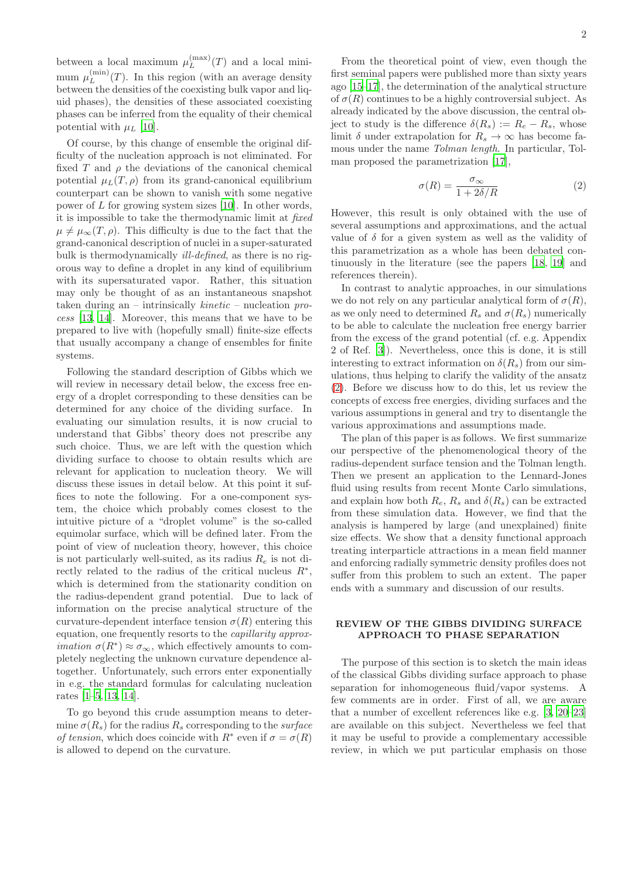between a local maximum $\mu_L^{(\max)}(T)$ and a local minimum $\mu_L^{(\min)}(T)$. In this region (with an average density between the densities of the coexisting bulk vapor and liquid phases), the densities of these associated coexisting phases can be inferred from the equality of their chemical potential with $\mu_L$ [10].

Of course, by this change of ensemble the original difficulty of the nucleation approach is not eliminated. For fixed $T$ and $\rho$ the deviations of the canonical chemical potential $\mu_L(T, \rho)$ from its grand-canonical equilibrium counterpart can be shown to vanish with some negative power of $L$ for growing system sizes [10]. In other words, it is impossible to take the thermodynamic limit at *fixed* $\mu \neq \mu_\infty(T, \rho)$. This difficulty is due to the fact that the grand-canonical description of nuclei in a super-saturated bulk is thermodynamically *ill-defined*, as there is no rigorous way to define a droplet in any kind of equilibrium with its supersaturated vapor. Rather, this situation may only be thought of as an instantaneous snapshot taken during an – intrinsically *kinetic* – nucleation *process* [13, 14]. Moreover, this means that we have to be prepared to live with (hopefully small) finite-size effects that usually accompany a change of ensembles for finite systems.

Following the standard description of Gibbs which we will review in necessary detail below, the excess free energy of a droplet corresponding to these densities can be determined for any choice of the dividing surface. In evaluating our simulation results, it is now crucial to understand that Gibbs' theory does not prescribe any such choice. Thus, we are left with the question which dividing surface to choose to obtain results which are relevant for application to nucleation theory. We will discuss these issues in detail below. At this point it suffices to note the following. For a one-component system, the choice which probably comes closest to the intuitive picture of a "droplet volume" is the so-called equimolar surface, which will be defined later. From the point of view of nucleation theory, however, this choice is not particularly well-suited, as its radius $R_e$ is not directly related to the radius of the critical nucleus $R^*$, which is determined from the stationarity condition on the radius-dependent grand potential. Due to lack of information on the precise analytical structure of the curvature-dependent interface tension $\sigma(R)$ entering this equation, one frequently resorts to the *capillarity approximation* $\sigma(R^*) \approx \sigma_\infty$, which effectively amounts to completely neglecting the unknown curvature dependence altogether. Unfortunately, such errors enter exponentially in e.g. the standard formulas for calculating nucleation rates [1–5, 13, 14].

To go beyond this crude assumption means to determine $\sigma(R_s)$ for the radius $R_s$ corresponding to the *surface of tension*, which does coincide with $R^*$ even if $\sigma = \sigma(R)$ is allowed to depend on the curvature.

From the theoretical point of view, even though the first seminal papers were published more than sixty years ago [15–17], the determination of the analytical structure of $\sigma(R)$ continues to be a highly controversial subject. As already indicated by the above discussion, the central object to study is the difference $\delta(R_s) := R_e - R_s$, whose limit $\delta$ under extrapolation for $R_s \to \infty$ has become famous under the name *Tolman length*. In particular, Tolman proposed the parametrization [17],

$$\sigma(R) = \frac{\sigma_\infty}{1 + 2\delta/R} \tag{2}$$

However, this result is only obtained with the use of several assumptions and approximations, and the actual value of $\delta$ for a given system as well as the validity of this parametrization as a whole has been debated continuously in the literature (see the papers [18, 19] and references therein).

In contrast to analytic approaches, in our simulations we do not rely on any particular analytical form of $\sigma(R)$, as we only need to determined $R_s$ and $\sigma(R_s)$ numerically to be able to calculate the nucleation free energy barrier from the excess of the grand potential (cf. e.g. Appendix 2 of Ref. [3]). Nevertheless, once this is done, it is still interesting to extract information on $\delta(R_s)$ from our simulations, thus helping to clarify the validity of the ansatz (2). Before we discuss how to do this, let us review the concepts of excess free energies, dividing surfaces and the various assumptions in general and try to disentangle the various approximations and assumptions made.

The plan of this paper is as follows. We first summarize our perspective of the phenomenological theory of the radius-dependent surface tension and the Tolman length. Then we present an application to the Lennard-Jones fluid using results from recent Monte Carlo simulations, and explain how both $R_e$, $R_s$ and $\delta(R_s)$ can be extracted from these simulation data. However, we find that the analysis is hampered by large (and unexplained) finite size effects. We show that a density functional approach treating interparticle attractions in a mean field manner and enforcing radially symmetric density profiles does not suffer from this problem to such an extent. The paper ends with a summary and discussion of our results.

## REVIEW OF THE GIBBS DIVIDING SURFACE APPROACH TO PHASE SEPARATION

The purpose of this section is to sketch the main ideas of the classical Gibbs dividing surface approach to phase separation for inhomogeneous fluid/vapor systems. A few comments are in order. First of all, we are aware that a number of excellent references like e.g. [3, 20–23] are available on this subject. Nevertheless we feel that it may be useful to provide a complementary accessible review, in which we put particular emphasis on those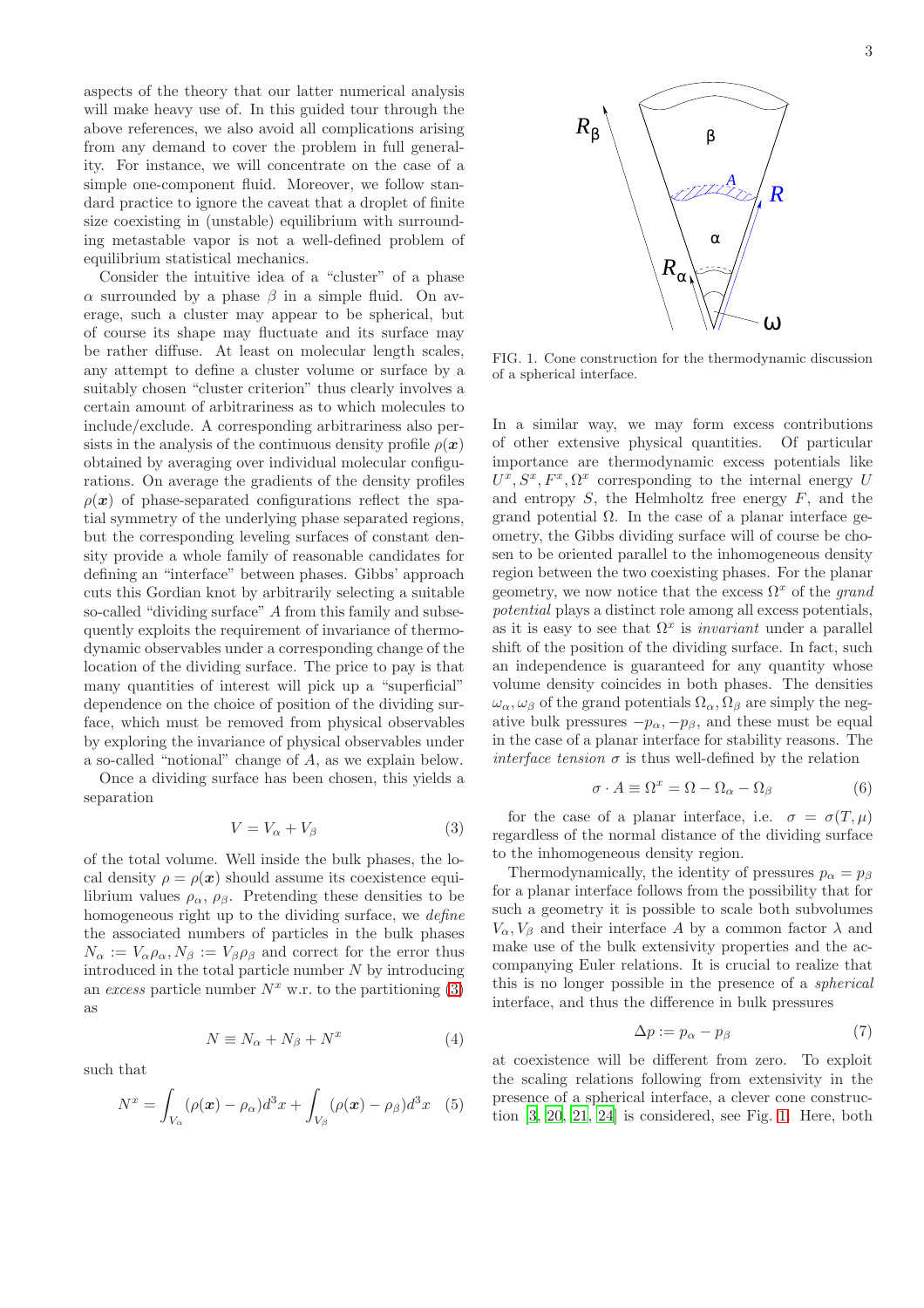aspects of the theory that our latter numerical analysis will make heavy use of. In this guided tour through the above references, we also avoid all complications arising from any demand to cover the problem in full generality. For instance, we will concentrate on the case of a simple one-component fluid. Moreover, we follow standard practice to ignore the caveat that a droplet of finite size coexisting in (unstable) equilibrium with surrounding metastable vapor is not a well-defined problem of equilibrium statistical mechanics.

Consider the intuitive idea of a "cluster" of a phase $\alpha$ surrounded by a phase $\beta$ in a simple fluid. On average, such a cluster may appear to be spherical, but of course its shape may fluctuate and its surface may be rather diffuse. At least on molecular length scales, any attempt to define a cluster volume or surface by a suitably chosen "cluster criterion" thus clearly involves a certain amount of arbitrariness as to which molecules to include/exclude. A corresponding arbitrariness also persists in the analysis of the continuous density profile $\rho(\boldsymbol{x})$ obtained by averaging over individual molecular configurations. On average the gradients of the density profiles $\rho(\boldsymbol{x})$ of phase-separated configurations reflect the spatial symmetry of the underlying phase separated regions, but the corresponding leveling surfaces of constant density provide a whole family of reasonable candidates for defining an "interface" between phases. Gibbs' approach cuts this Gordian knot by arbitrarily selecting a suitable so-called "dividing surface" $A$ from this family and subsequently exploits the requirement of invariance of thermodynamic observables under a corresponding change of the location of the dividing surface. The price to pay is that many quantities of interest will pick up a "superficial" dependence on the choice of position of the dividing surface, which must be removed from physical observables by exploring the invariance of physical observables under a so-called "notional" change of $A$, as we explain below.

Once a dividing surface has been chosen, this yields a separation

$$V = V_\alpha + V_\beta \tag{3}$$

of the total volume. Well inside the bulk phases, the local density $\rho = \rho(\boldsymbol{x})$ should assume its coexistence equilibrium values $\rho_\alpha$, $\rho_\beta$. Pretending these densities to be homogeneous right up to the dividing surface, we *define* the associated numbers of particles in the bulk phases $N_\alpha := V_\alpha \rho_\alpha, N_\beta := V_\beta \rho_\beta$ and correct for the error thus introduced in the total particle number $N$ by introducing an *excess* particle number $N^x$ w.r. to the partitioning (3) as

$$N \equiv N_\alpha + N_\beta + N^x \tag{4}$$

such that

$$N^x = \int_{V_\alpha} (\rho(\boldsymbol{x}) - \rho_\alpha) d^3x + \int_{V_\beta} (\rho(\boldsymbol{x}) - \rho_\beta) d^3x \tag{5}$$

$R_\beta$
β
A
R
α
$R_\alpha$
ω

FIG. 1. Cone construction for the thermodynamic discussion of a spherical interface.

In a similar way, we may form excess contributions of other extensive physical quantities. Of particular importance are thermodynamic excess potentials like $U^x, S^x, F^x, \Omega^x$ corresponding to the internal energy $U$ and entropy $S$, the Helmholtz free energy $F$, and the grand potential $\Omega$. In the case of a planar interface geometry, the Gibbs dividing surface will of course be chosen to be oriented parallel to the inhomogeneous density region between the two coexisting phases. For the planar geometry, we now notice that the excess $\Omega^x$ of the *grand potential* plays a distinct role among all excess potentials, as it is easy to see that $\Omega^x$ is *invariant* under a parallel shift of the position of the dividing surface. In fact, such an independence is guaranteed for any quantity whose volume density coincides in both phases. The densities $\omega_\alpha, \omega_\beta$ of the grand potentials $\Omega_\alpha, \Omega_\beta$ are simply the negative bulk pressures $-p_\alpha, -p_\beta$, and these must be equal in the case of a planar interface for stability reasons. The *interface tension* $\sigma$ is thus well-defined by the relation

$$\sigma \cdot A \equiv \Omega^x = \Omega - \Omega_\alpha - \Omega_\beta \tag{6}$$

for the case of a planar interface, i.e. $\sigma = \sigma(T, \mu)$ regardless of the normal distance of the dividing surface to the inhomogeneous density region.

Thermodynamically, the identity of pressures $p_\alpha = p_\beta$ for a planar interface follows from the possibility that for such a geometry it is possible to scale both subvolumes $V_\alpha, V_\beta$ and their interface $A$ by a common factor $\lambda$ and make use of the bulk extensivity properties and the accompanying Euler relations. It is crucial to realize that this is no longer possible in the presence of a *spherical* interface, and thus the difference in bulk pressures

$$\Delta p := p_\alpha - p_\beta \tag{7}$$

at coexistence will be different from zero. To exploit the scaling relations following from extensivity in the presence of a spherical interface, a clever cone construction [3, 20, 21, 24] is considered, see Fig. 1. Here, both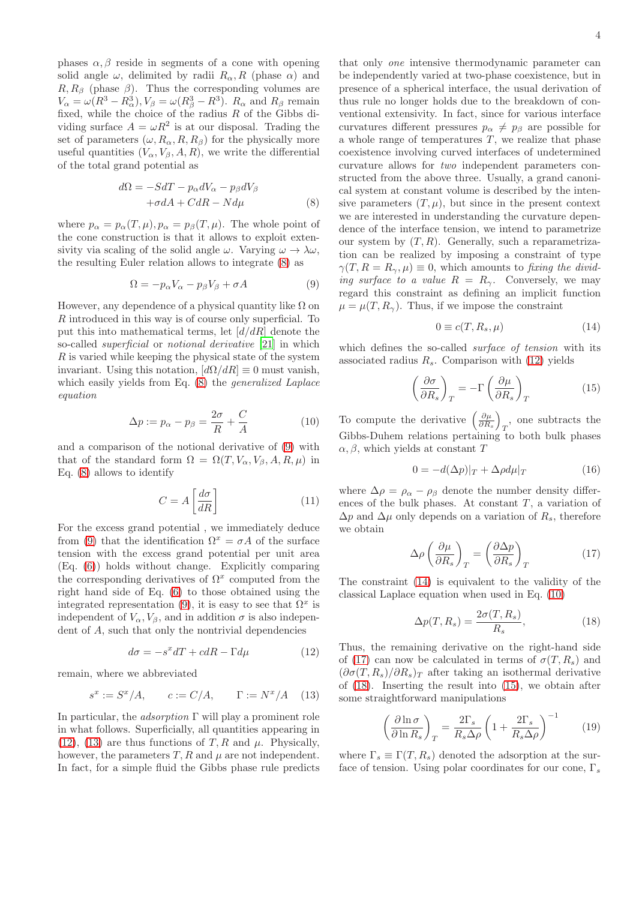phases $\alpha, \beta$ reside in segments of a cone with opening solid angle $\omega$, delimited by radii $R_\alpha, R$ (phase $\alpha$) and $R, R_\beta$ (phase $\beta$). Thus the corresponding volumes are $V_\alpha = \omega(R^3 - R_\alpha^3), V_\beta = \omega(R_\beta^3 - R^3)$. $R_\alpha$ and $R_\beta$ remain fixed, while the choice of the radius $R$ of the Gibbs dividing surface $A = \omega R^2$ is at our disposal. Trading the set of parameters $(\omega, R_\alpha, R, R_\beta)$ for the physically more useful quantities $(V_\alpha, V_\beta, A, R)$, we write the differential of the total grand potential as

$$d\Omega = -SdT - p_\alpha dV_\alpha - p_\beta dV_\beta + \sigma dA + CdR - Nd\mu \tag{8}$$

where $p_\alpha = p_\alpha(T, \mu), p_\alpha = p_\beta(T, \mu)$. The whole point of the cone construction is that it allows to exploit extensivity via scaling of the solid angle $\omega$. Varying $\omega \to \lambda\omega$, the resulting Euler relation allows to integrate (8) as

$$\Omega = -p_\alpha V_\alpha - p_\beta V_\beta + \sigma A \tag{9}$$

However, any dependence of a physical quantity like $\Omega$ on $R$ introduced in this way is of course only superficial. To put this into mathematical terms, let $[d/dR]$ denote the so-called *superficial* or *notional derivative* [21] in which $R$ is varied while keeping the physical state of the system invariant. Using this notation, $[d\Omega/dR] \equiv 0$ must vanish, which easily yields from Eq. (8) the *generalized Laplace equation*

$$\Delta p := p_\alpha - p_\beta = \frac{2\sigma}{R} + \frac{C}{A} \tag{10}$$

and a comparison of the notional derivative of (9) with that of the standard form $\Omega = \Omega(T, V_\alpha, V_\beta, A, R, \mu)$ in Eq. (8) allows to identify

$$C = A\left[\frac{d\sigma}{dR}\right] \tag{11}$$

For the excess grand potential , we immediately deduce from (9) that the identification $\Omega^x = \sigma A$ of the surface tension with the excess grand potential per unit area (Eq. (6)) holds without change. Explicitly comparing the corresponding derivatives of $\Omega^x$ computed from the right hand side of Eq. (6) to those obtained using the integrated representation (9), it is easy to see that $\Omega^x$ is independent of $V_\alpha, V_\beta$, and in addition $\sigma$ is also independent of $A$, such that only the nontrivial dependencies

$$d\sigma = -s^x dT + cdR - \Gamma d\mu \tag{12}$$

remain, where we abbreviated

$$s^x := S^x/A, \qquad c := C/A, \qquad \Gamma := N^x/A \tag{13}$$

In particular, the *adsorption* $\Gamma$ will play a prominent role in what follows. Superficially, all quantities appearing in (12), (13) are thus functions of $T, R$ and $\mu$. Physically, however, the parameters $T, R$ and $\mu$ are not independent. In fact, for a simple fluid the Gibbs phase rule predicts that only *one* intensive thermodynamic parameter can be independently varied at two-phase coexistence, but in presence of a spherical interface, the usual derivation of thus rule no longer holds due to the breakdown of conventional extensivity. In fact, since for various interface curvatures different pressures $p_\alpha \neq p_\beta$ are possible for a whole range of temperatures $T$, we realize that phase coexistence involving curved interfaces of undetermined curvature allows for *two* independent parameters constructed from the above three. Usually, a grand canonical system at constant volume is described by the intensive parameters $(T, \mu)$, but since in the present context we are interested in understanding the curvature dependence of the interface tension, we intend to parametrize our system by $(T, R)$. Generally, such a reparametrization can be realized by imposing a constraint of type $\gamma(T, R = R_\gamma, \mu) \equiv 0$, which amounts to *fixing the dividing surface to a value* $R = R_\gamma$. Conversely, we may regard this constraint as defining an implicit function $\mu = \mu(T, R_\gamma)$. Thus, if we impose the constraint

$$0 \equiv c(T, R_s, \mu) \tag{14}$$

which defines the so-called *surface of tension* with its associated radius $R_s$. Comparison with (12) yields

$$\left(\frac{\partial\sigma}{\partial R_s}\right)_T = -\Gamma\left(\frac{\partial\mu}{\partial R_s}\right)_T \tag{15}$$

To compute the derivative $\left(\frac{\partial\mu}{\partial R_s}\right)_T$, one subtracts the Gibbs-Duhem relations pertaining to both bulk phases $\alpha, \beta$, which yields at constant $T$

$$0 = -d(\Delta p)|_T + \Delta\rho d\mu|_T \tag{16}$$

where $\Delta\rho = \rho_\alpha - \rho_\beta$ denote the number density differences of the bulk phases. At constant $T$, a variation of $\Delta p$ and $\Delta\mu$ only depends on a variation of $R_s$, therefore we obtain

$$\Delta\rho\left(\frac{\partial\mu}{\partial R_s}\right)_T = \left(\frac{\partial\Delta p}{\partial R_s}\right)_T \tag{17}$$

The constraint (14) is equivalent to the validity of the classical Laplace equation when used in Eq. (10)

$$\Delta p(T, R_s) = \frac{2\sigma(T, R_s)}{R_s}, \tag{18}$$

Thus, the remaining derivative on the right-hand side of (17) can now be calculated in terms of $\sigma(T, R_s)$ and $(\partial\sigma(T, R_s)/\partial R_s)_T$ after taking an isothermal derivative of (18). Inserting the result into (15), we obtain after some straightforward manipulations

$$\left(\frac{\partial\ln\sigma}{\partial\ln R_s}\right)_T = \frac{2\Gamma_s}{R_s\Delta\rho}\left(1 + \frac{2\Gamma_s}{R_s\Delta\rho}\right)^{-1} \tag{19}$$

where $\Gamma_s \equiv \Gamma(T, R_s)$ denoted the adsorption at the surface of tension. Using polar coordinates for our cone, $\Gamma_s$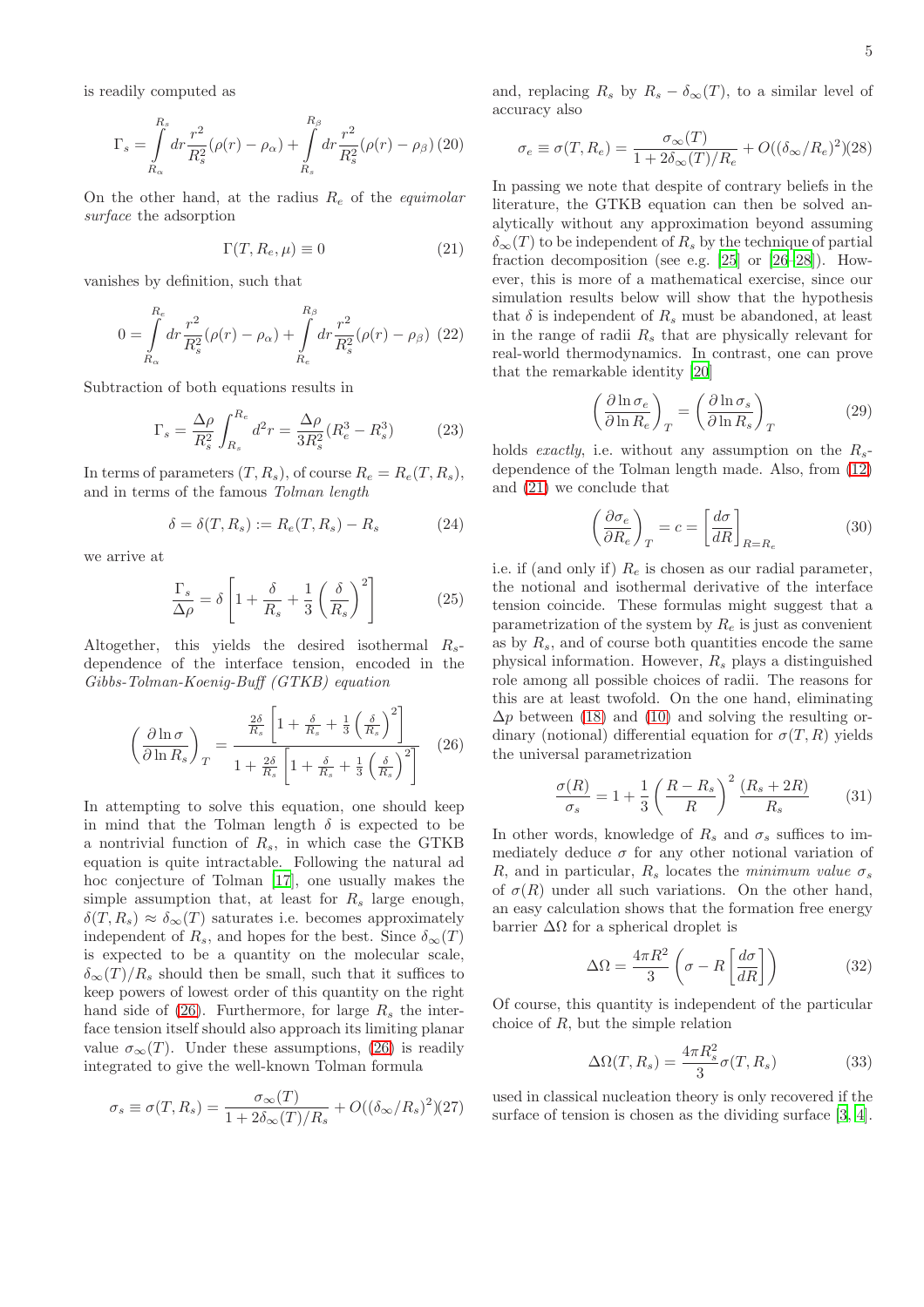is readily computed as

$$\Gamma_s = \int_{R_\alpha}^{R_s} dr \frac{r^2}{R_s^2}(\rho(r) - \rho_\alpha) + \int_{R_s}^{R_\beta} dr \frac{r^2}{R_s^2}(\rho(r) - \rho_\beta) \quad (20)$$

On the other hand, at the radius $R_e$ of the *equimolar surface* the adsorption

$$\Gamma(T, R_e, \mu) \equiv 0 \quad (21)$$

vanishes by definition, such that

$$0 = \int_{R_\alpha}^{R_e} dr \frac{r^2}{R_s^2}(\rho(r) - \rho_\alpha) + \int_{R_e}^{R_\beta} dr \frac{r^2}{R_s^2}(\rho(r) - \rho_\beta) \quad (22)$$

Subtraction of both equations results in

$$\Gamma_s = \frac{\Delta\rho}{R_s^2} \int_{R_s}^{R_e} d^2 r = \frac{\Delta\rho}{3R_s^2}(R_e^3 - R_s^3) \quad (23)$$

In terms of parameters $(T, R_s)$, of course $R_e = R_e(T, R_s)$, and in terms of the famous *Tolman length*

$$\delta = \delta(T, R_s) := R_e(T, R_s) - R_s \quad (24)$$

we arrive at

$$\frac{\Gamma_s}{\Delta\rho} = \delta \left[ 1 + \frac{\delta}{R_s} + \frac{1}{3}\left(\frac{\delta}{R_s}\right)^2 \right] \quad (25)$$

Altogether, this yields the desired isothermal $R_s$-dependence of the interface tension, encoded in the *Gibbs-Tolman-Koenig-Buff (GTKB) equation*

$$\left(\frac{\partial \ln \sigma}{\partial \ln R_s}\right)_T = \frac{\frac{2\delta}{R_s}\left[1 + \frac{\delta}{R_s} + \frac{1}{3}\left(\frac{\delta}{R_s}\right)^2\right]}{1 + \frac{2\delta}{R_s}\left[1 + \frac{\delta}{R_s} + \frac{1}{3}\left(\frac{\delta}{R_s}\right)^2\right]} \quad (26)$$

In attempting to solve this equation, one should keep in mind that the Tolman length $\delta$ is expected to be a nontrivial function of $R_s$, in which case the GTKB equation is quite intractable. Following the natural ad hoc conjecture of Tolman [17], one usually makes the simple assumption that, at least for $R_s$ large enough, $\delta(T, R_s) \approx \delta_\infty(T)$ saturates i.e. becomes approximately independent of $R_s$, and hopes for the best. Since $\delta_\infty(T)$ is expected to be a quantity on the molecular scale, $\delta_\infty(T)/R_s$ should then be small, such that it suffices to keep powers of lowest order of this quantity on the right hand side of (26). Furthermore, for large $R_s$ the interface tension itself should also approach its limiting planar value $\sigma_\infty(T)$. Under these assumptions, (26) is readily integrated to give the well-known Tolman formula

$$\sigma_s \equiv \sigma(T, R_s) = \frac{\sigma_\infty(T)}{1 + 2\delta_\infty(T)/R_s} + O((\delta_\infty/R_s)^2) \quad (27)$$

and, replacing $R_s$ by $R_s - \delta_\infty(T)$, to a similar level of accuracy also

$$\sigma_e \equiv \sigma(T, R_e) = \frac{\sigma_\infty(T)}{1 + 2\delta_\infty(T)/R_e} + O((\delta_\infty/R_e)^2) \quad (28)$$

In passing we note that despite of contrary beliefs in the literature, the GTKB equation can then be solved analytically without any approximation beyond assuming $\delta_\infty(T)$ to be independent of $R_s$ by the technique of partial fraction decomposition (see e.g. [25] or [26–28]). However, this is more of a mathematical exercise, since our simulation results below will show that the hypothesis that $\delta$ is independent of $R_s$ must be abandoned, at least in the range of radii $R_s$ that are physically relevant for real-world thermodynamics. In contrast, one can prove that the remarkable identity [20]

$$\left(\frac{\partial \ln \sigma_e}{\partial \ln R_e}\right)_T = \left(\frac{\partial \ln \sigma_s}{\partial \ln R_s}\right)_T \quad (29)$$

holds *exactly*, i.e. without any assumption on the $R_s$-dependence of the Tolman length made. Also, from (12) and (21) we conclude that

$$\left(\frac{\partial \sigma_e}{\partial R_e}\right)_T = c = \left[\frac{d\sigma}{dR}\right]_{R=R_e} \quad (30)$$

i.e. if (and only if) $R_e$ is chosen as our radial parameter, the notional and isothermal derivative of the interface tension coincide. These formulas might suggest that a parametrization of the system by $R_e$ is just as convenient as by $R_s$, and of course both quantities encode the same physical information. However, $R_s$ plays a distinguished role among all possible choices of radii. The reasons for this are at least twofold. On the one hand, eliminating $\Delta p$ between (18) and (10) and solving the resulting ordinary (notional) differential equation for $\sigma(T, R)$ yields the universal parametrization

$$\frac{\sigma(R)}{\sigma_s} = 1 + \frac{1}{3}\left(\frac{R - R_s}{R}\right)^2 \frac{(R_s + 2R)}{R_s} \quad (31)$$

In other words, knowledge of $R_s$ and $\sigma_s$ suffices to immediately deduce $\sigma$ for any other notional variation of $R$, and in particular, $R_s$ locates the *minimum value* $\sigma_s$ of $\sigma(R)$ under all such variations. On the other hand, an easy calculation shows that the formation free energy barrier $\Delta\Omega$ for a spherical droplet is

$$\Delta\Omega = \frac{4\pi R^2}{3}\left(\sigma - R\left[\frac{d\sigma}{dR}\right]\right) \quad (32)$$

Of course, this quantity is independent of the particular choice of $R$, but the simple relation

$$\Delta\Omega(T, R_s) = \frac{4\pi R_s^2}{3}\sigma(T, R_s) \quad (33)$$

used in classical nucleation theory is only recovered if the surface of tension is chosen as the dividing surface [3, 4].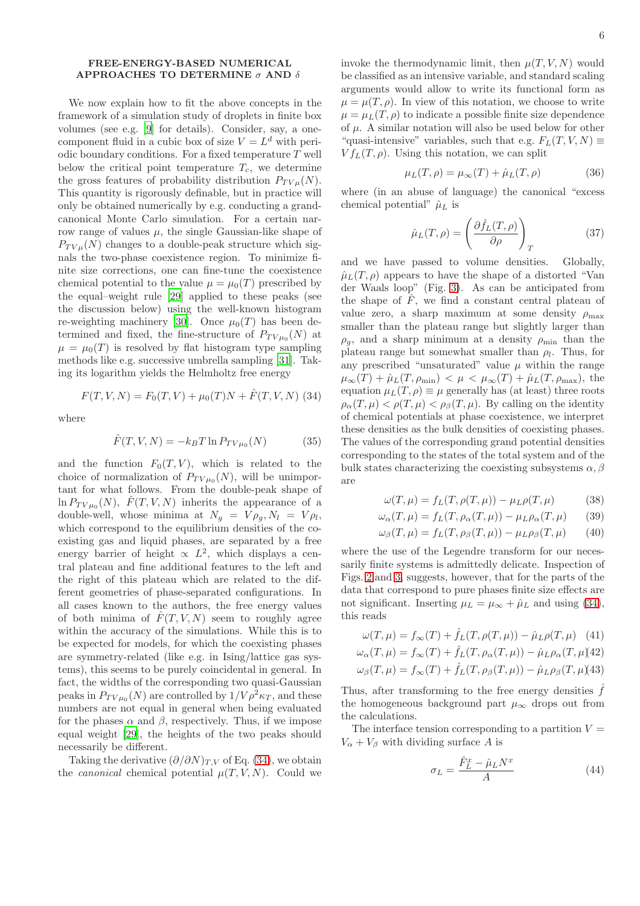## FREE-ENERGY-BASED NUMERICAL APPROACHES TO DETERMINE $\sigma$ AND $\delta$

We now explain how to fit the above concepts in the framework of a simulation study of droplets in finite box volumes (see e.g. [9] for details). Consider, say, a one-component fluid in a cubic box of size $V = L^d$ with periodic boundary conditions. For a fixed temperature $T$ well below the critical point temperature $T_c$, we determine the gross features of probability distribution $P_{TV\mu}(N)$. This quantity is rigorously definable, but in practice will only be obtained numerically by e.g. conducting a grand-canonical Monte Carlo simulation. For a certain narrow range of values $\mu$, the single Gaussian-like shape of $P_{TV\mu}(N)$ changes to a double-peak structure which signals the two-phase coexistence region. To minimize finite size corrections, one can fine-tune the coexistence chemical potential to the value $\mu = \mu_0(T)$ prescribed by the equal–weight rule [29] applied to these peaks (see the discussion below) using the well-known histogram re-weighting machinery [30]. Once $\mu_0(T)$ has been determined and fixed, the fine-structure of $P_{TV\mu_0}(N)$ at $\mu = \mu_0(T)$ is resolved by flat histogram type sampling methods like e.g. successive umbrella sampling [31]. Taking its logarithm yields the Helmholtz free energy

$$F(T, V, N) = F_0(T, V) + \mu_0(T)N + \hat{F}(T, V, N) \quad (34)$$

where

$$\hat{F}(T, V, N) = -k_B T \ln P_{TV\mu_0}(N) \quad (35)$$

and the function $F_0(T, V)$, which is related to the choice of normalization of $P_{TV\mu_0}(N)$, will be unimportant for what follows. From the double-peak shape of $\ln P_{TV\mu_0}(N)$, $\hat{F}(T, V, N)$ inherits the appearance of a double-well, whose minima at $N_g = V\rho_g, N_l = V\rho_l$, which correspond to the equilibrium densities of the coexisting gas and liquid phases, are separated by a free energy barrier of height $\propto L^2$, which displays a central plateau and fine additional features to the left and the right of this plateau which are related to the different geometries of phase-separated configurations. In all cases known to the authors, the free energy values of both minima of $\hat{F}(T, V, N)$ seem to roughly agree within the accuracy of the simulations. While this is to be expected for models, for which the coexisting phases are symmetry-related (like e.g. in Ising/lattice gas systems), this seems to be purely coincidental in general. In fact, the widths of the corresponding two quasi-Gaussian peaks in $P_{TV\mu_0}(N)$ are controlled by $1/V\rho^2\kappa_T$, and these numbers are not equal in general when being evaluated for the phases $\alpha$ and $\beta$, respectively. Thus, if we impose equal weight [29], the heights of the two peaks should necessarily be different.

Taking the derivative $(\partial/\partial N)_{T,V}$ of Eq. (34), we obtain the *canonical* chemical potential $\mu(T, V, N)$. Could we invoke the thermodynamic limit, then $\mu(T, V, N)$ would be classified as an intensive variable, and standard scaling arguments would allow to write its functional form as $\mu = \mu(T, \rho)$. In view of this notation, we choose to write $\mu = \mu_L(T, \rho)$ to indicate a possible finite size dependence of $\mu$. A similar notation will also be used below for other "quasi-intensive" variables, such that e.g. $F_L(T, V, N) \equiv V f_L(T, \rho)$. Using this notation, we can split

$$\mu_L(T, \rho) = \mu_\infty(T) + \hat{\mu}_L(T, \rho) \quad (36)$$

where (in an abuse of language) the canonical "excess chemical potential" $\hat{\mu}_L$ is

$$\hat{\mu}_L(T, \rho) = \left(\frac{\partial \hat{f}_L(T, \rho)}{\partial \rho}\right)_T \quad (37)$$

and we have passed to volume densities. Globally, $\hat{\mu}_L(T, \rho)$ appears to have the shape of a distorted "Van der Waals loop" (Fig. 3). As can be anticipated from the shape of $\hat{F}$, we find a constant central plateau of value zero, a sharp maximum at some density $\rho_{\max}$ smaller than the plateau range but slightly larger than $\rho_g$, and a sharp minimum at a density $\rho_{\min}$ than the plateau range but somewhat smaller than $\rho_l$. Thus, for any prescribed "unsaturated" value $\mu$ within the range $\mu_\infty(T) + \hat{\mu}_L(T, \rho_{\min}) < \mu < \mu_\infty(T) + \hat{\mu}_L(T, \rho_{\max})$, the equation $\mu_L(T, \rho) \equiv \mu$ generally has (at least) three roots $\rho_\alpha(T, \mu) < \rho(T, \mu) < \rho_\beta(T, \mu)$. By calling on the identity of chemical potentials at phase coexistence, we interpret these densities as the bulk densities of coexisting phases. The values of the corresponding grand potential densities corresponding to the states of the total system and of the bulk states characterizing the coexisting subsystems $\alpha, \beta$ are

$$\omega(T, \mu) = f_L(T, \rho(T, \mu)) - \mu_L \rho(T, \mu) \quad (38)$$

$$\omega_\alpha(T, \mu) = f_L(T, \rho_\alpha(T, \mu)) - \mu_L \rho_\alpha(T, \mu) \quad (39)$$

$$\omega_\beta(T, \mu) = f_L(T, \rho_\beta(T, \mu)) - \mu_L \rho_\beta(T, \mu) \quad (40)$$

where the use of the Legendre transform for our necessarily finite systems is admittedly delicate. Inspection of Figs. 2 and 3, suggests, however, that for the parts of the data that correspond to pure phases finite size effects are not significant. Inserting $\mu_L = \mu_\infty + \hat{\mu}_L$ and using (34), this reads

$$\omega(T, \mu) = f_\infty(T) + \hat{f}_L(T, \rho(T, \mu)) - \hat{\mu}_L \rho(T, \mu) \quad (41)$$

$$\omega_\alpha(T, \mu) = f_\infty(T) + \hat{f}_L(T, \rho_\alpha(T, \mu)) - \hat{\mu}_L \rho_\alpha(T, \mu) \quad (42)$$

$$\omega_\beta(T, \mu) = f_\infty(T) + \hat{f}_L(T, \rho_\beta(T, \mu)) - \hat{\mu}_L \rho_\beta(T, \mu) \quad (43)$$

Thus, after transforming to the free energy densities $\hat{f}$ the homogeneous background part $\mu_\infty$ drops out from the calculations.

The interface tension corresponding to a partition $V = V_\alpha + V_\beta$ with dividing surface $A$ is

$$\sigma_L = \frac{\hat{F}_L^x - \hat{\mu}_L N^x}{A} \quad (44)$$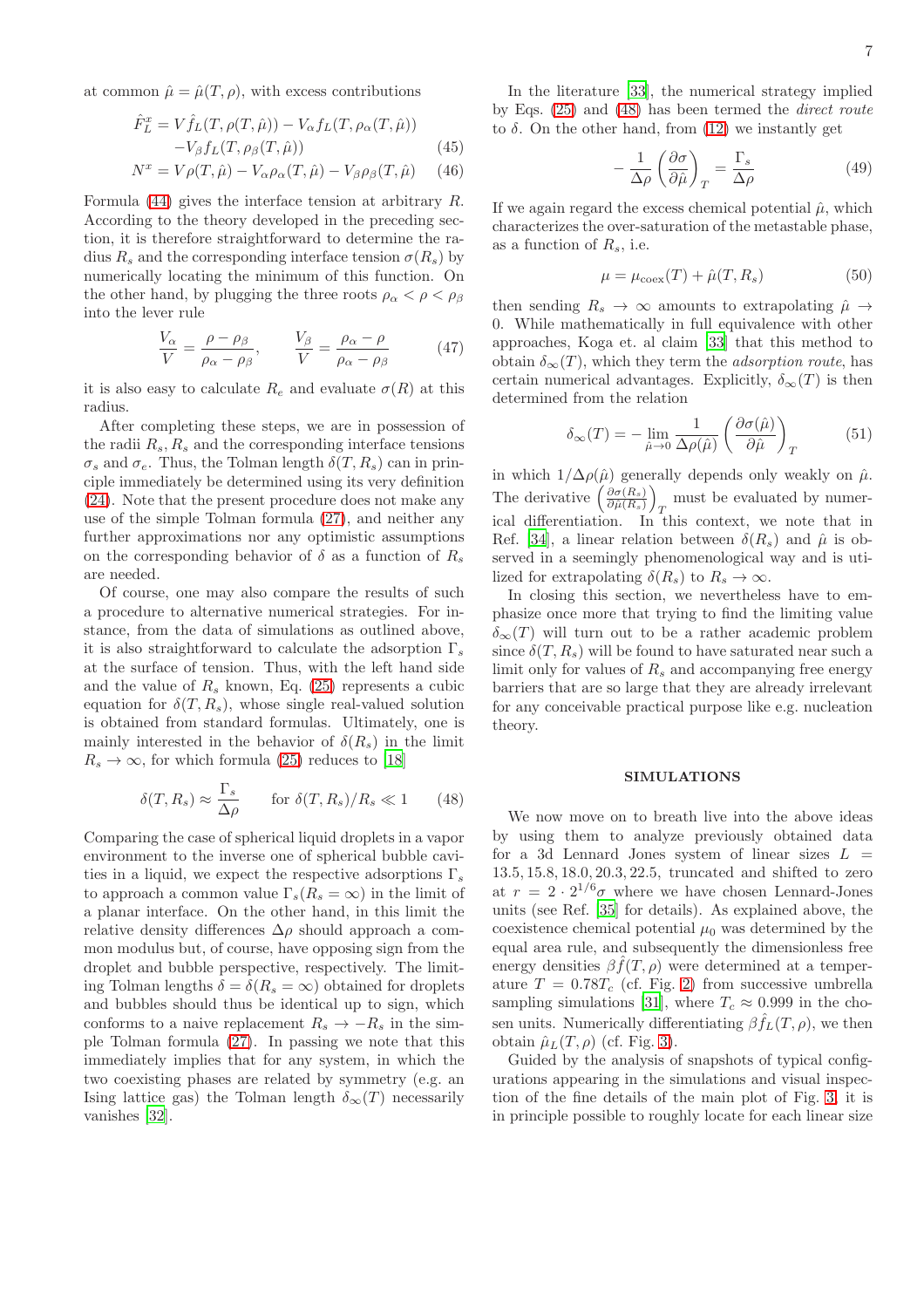at common $\hat{\mu} = \hat{\mu}(T, \rho)$, with excess contributions

$$\hat{F}_L^x = V \hat{f}_L(T, \rho(T, \hat{\mu})) - V_\alpha f_L(T, \rho_\alpha(T, \hat{\mu})) \\ -V_\beta f_L(T, \rho_\beta(T, \hat{\mu})) \tag{45}$$

$$N^x = V \rho(T, \hat{\mu}) - V_\alpha \rho_\alpha(T, \hat{\mu}) - V_\beta \rho_\beta(T, \hat{\mu}) \tag{46}$$

Formula (44) gives the interface tension at arbitrary $R$. According to the theory developed in the preceding section, it is therefore straightforward to determine the radius $R_s$ and the corresponding interface tension $\sigma(R_s)$ by numerically locating the minimum of this function. On the other hand, by plugging the three roots $\rho_\alpha < \rho < \rho_\beta$ into the lever rule

$$\frac{V_\alpha}{V} = \frac{\rho - \rho_\beta}{\rho_\alpha - \rho_\beta}, \qquad \frac{V_\beta}{V} = \frac{\rho_\alpha - \rho}{\rho_\alpha - \rho_\beta} \tag{47}$$

it is also easy to calculate $R_e$ and evaluate $\sigma(R)$ at this radius.

After completing these steps, we are in possession of the radii $R_s, R_s$ and the corresponding interface tensions $\sigma_s$ and $\sigma_e$. Thus, the Tolman length $\delta(T, R_s)$ can in principle immediately be determined using its very definition (24). Note that the present procedure does not make any use of the simple Tolman formula (27), and neither any further approximations nor any optimistic assumptions on the corresponding behavior of $\delta$ as a function of $R_s$ are needed.

Of course, one may also compare the results of such a procedure to alternative numerical strategies. For instance, from the data of simulations as outlined above, it is also straightforward to calculate the adsorption $\Gamma_s$ at the surface of tension. Thus, with the left hand side and the value of $R_s$ known, Eq. (25) represents a cubic equation for $\delta(T, R_s)$, whose single real-valued solution is obtained from standard formulas. Ultimately, one is mainly interested in the behavior of $\delta(R_s)$ in the limit $R_s \to \infty$, for which formula (25) reduces to [18]

$$\delta(T, R_s) \approx \frac{\Gamma_s}{\Delta \rho} \qquad \text{for } \delta(T, R_s)/R_s \ll 1 \tag{48}$$

Comparing the case of spherical liquid droplets in a vapor environment to the inverse one of spherical bubble cavities in a liquid, we expect the respective adsorptions $\Gamma_s$ to approach a common value $\Gamma_s(R_s = \infty)$ in the limit of a planar interface. On the other hand, in this limit the relative density differences $\Delta\rho$ should approach a common modulus but, of course, have opposing sign from the droplet and bubble perspective, respectively. The limiting Tolman lengths $\delta = \delta(R_s = \infty)$ obtained for droplets and bubbles should thus be identical up to sign, which conforms to a naive replacement $R_s \to -R_s$ in the simple Tolman formula (27). In passing we note that this immediately implies that for any system, in which the two coexisting phases are related by symmetry (e.g. an Ising lattice gas) the Tolman length $\delta_\infty(T)$ necessarily vanishes [32].

In the literature [33], the numerical strategy implied by Eqs. (25) and (48) has been termed the *direct route* to $\delta$. On the other hand, from (12) we instantly get

$$-\frac{1}{\Delta \rho} \left( \frac{\partial \sigma}{\partial \hat{\mu}} \right)_T = \frac{\Gamma_s}{\Delta \rho} \tag{49}$$

If we again regard the excess chemical potential $\hat{\mu}$, which characterizes the over-saturation of the metastable phase, as a function of $R_s$, i.e.

$$\mu = \mu_{\text{coex}}(T) + \hat{\mu}(T, R_s) \tag{50}$$

then sending $R_s \to \infty$ amounts to extrapolating $\hat{\mu} \to 0$. While mathematically in full equivalence with other approaches, Koga et. al claim [33] that this method to obtain $\delta_\infty(T)$, which they term the *adsorption route*, has certain numerical advantages. Explicitly, $\delta_\infty(T)$ is then determined from the relation

$$\delta_\infty(T) = -\lim_{\hat{\mu} \to 0} \frac{1}{\Delta \rho(\hat{\mu})} \left( \frac{\partial \sigma(\hat{\mu})}{\partial \hat{\mu}} \right)_T \tag{51}$$

in which $1/\Delta\rho(\hat{\mu})$ generally depends only weakly on $\hat{\mu}$. The derivative $\left( \frac{\partial \sigma(R_s)}{\partial \hat{\mu}(R_s)} \right)_T$ must be evaluated by numerical differentiation. In this context, we note that in Ref. [34], a linear relation between $\delta(R_s)$ and $\hat{\mu}$ is observed in a seemingly phenomenological way and is utilized for extrapolating $\delta(R_s)$ to $R_s \to \infty$.

In closing this section, we nevertheless have to emphasize once more that trying to find the limiting value $\delta_\infty(T)$ will turn out to be a rather academic problem since $\delta(T, R_s)$ will be found to have saturated near such a limit only for values of $R_s$ and accompanying free energy barriers that are so large that they are already irrelevant for any conceivable practical purpose like e.g. nucleation theory.

## SIMULATIONS

We now move on to breath live into the above ideas by using them to analyze previously obtained data for a 3d Lennard Jones system of linear sizes $L = 13.5, 15.8, 18.0, 20.3, 22.5$, truncated and shifted to zero at $r = 2 \cdot 2^{1/6}\sigma$ where we have chosen Lennard-Jones units (see Ref. [35] for details). As explained above, the coexistence chemical potential $\mu_0$ was determined by the equal area rule, and subsequently the dimensionless free energy densities $\beta \hat{f}(T, \rho)$ were determined at a temperature $T = 0.78T_c$ (cf. Fig. 2) from successive umbrella sampling simulations [31], where $T_c \approx 0.999$ in the chosen units. Numerically differentiating $\beta \hat{f}_L(T, \rho)$, we then obtain $\hat{\mu}_L(T, \rho)$ (cf. Fig. 3).

Guided by the analysis of snapshots of typical configurations appearing in the simulations and visual inspection of the fine details of the main plot of Fig. 3, it is in principle possible to roughly locate for each linear size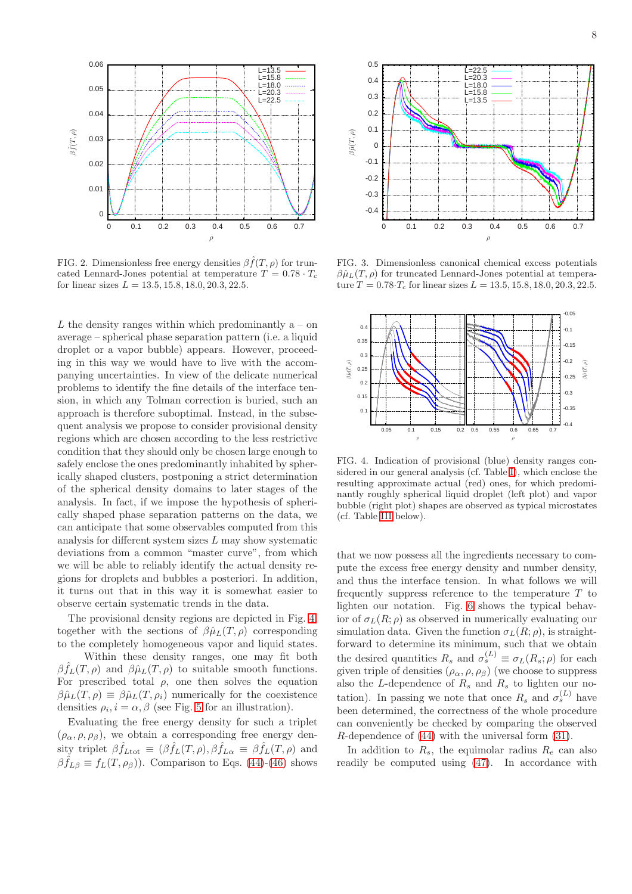FIG. 2. Dimensionless free energy densities $\beta\hat{f}(T,\rho)$ for truncated Lennard-Jones potential at temperature $T = 0.78 \cdot T_c$ for linear sizes $L = 13.5, 15.8, 18.0, 20.3, 22.5$.

FIG. 3. Dimensionless canonical chemical excess potentials $\beta\hat{\mu}_L(T,\rho)$ for truncated Lennard-Jones potential at temperature $T = 0.78 \cdot T_c$ for linear sizes $L = 13.5, 15.8, 18.0, 20.3, 22.5$.

FIG. 4. Indication of provisional (blue) density ranges considered in our general analysis (cf. Table I), which enclose the resulting approximate actual (red) ones, for which predominantly roughly spherical liquid droplet (left plot) and vapor bubble (right plot) shapes are observed as typical microstates (cf. Table III below).

$L$ the density ranges within which predominantly a – on average – spherical phase separation pattern (i.e. a liquid droplet or a vapor bubble) appears. However, proceeding in this way we would have to live with the accompanying uncertainties. In view of the delicate numerical problems to identify the fine details of the interface tension, in which any Tolman correction is buried, such an approach is therefore suboptimal. Instead, in the subsequent analysis we propose to consider provisional density regions which are chosen according to the less restrictive condition that they should only be chosen large enough to safely enclose the ones predominantly inhabited by spherically shaped clusters, postponing a strict determination of the spherical density domains to later stages of the analysis. In fact, if we impose the hypothesis of spherically shaped phase separation patterns on the data, we can anticipate that some observables computed from this analysis for different system sizes $L$ may show systematic deviations from a common "master curve", from which we will be able to reliably identify the actual density regions for droplets and bubbles a posteriori. In addition, it turns out that in this way it is somewhat easier to observe certain systematic trends in the data.

The provisional density regions are depicted in Fig. 4, together with the sections of $\beta\hat{\mu}_L(T,\rho)$ corresponding to the completely homogeneous vapor and liquid states.

Within these density ranges, one may fit both $\beta\hat{f}_L(T,\rho)$ and $\beta\hat{\mu}_L(T,\rho)$ to suitable smooth functions. For prescribed total $\rho$, one then solves the equation $\beta\hat{\mu}_L(T,\rho) \equiv \beta\hat{\mu}_L(T,\rho_i)$ numerically for the coexistence densities $\rho_i, i = \alpha, \beta$ (see Fig. 5 for an illustration).

Evaluating the free energy density for such a triplet $(\rho_\alpha, \rho, \rho_\beta)$, we obtain a corresponding free energy density triplet $\beta\hat{f}_{L\text{tot}} \equiv (\beta\hat{f}_L(T,\rho), \beta\hat{f}_{L\alpha} \equiv \beta\hat{f}_L(T,\rho)$ and $\beta\hat{\hat{f}}_{L\beta} \equiv f_L(T,\rho_\beta))$. Comparison to Eqs. (44)-(46) shows that we now possess all the ingredients necessary to compute the excess free energy density and number density, and thus the interface tension. In what follows we will frequently suppress reference to the temperature $T$ to lighten our notation. Fig. 6 shows the typical behavior of $\sigma_L(R;\rho)$ as observed in numerically evaluating our simulation data. Given the function $\sigma_L(R;\rho)$, is straightforward to determine its minimum, such that we obtain the desired quantities $R_s$ and $\sigma_s^{(L)} \equiv \sigma_L(R_s;\rho)$ for each given triple of densities $(\rho_\alpha, \rho, \rho_\beta)$ (we choose to suppress also the $L$-dependence of $R_s$ and $R_s$ to lighten our notation). In passing we note that once $R_s$ and $\sigma_s^{(L)}$ have been determined, the correctness of the whole procedure can conveniently be checked by comparing the observed $R$-dependence of (44) with the universal form (31).

In addition to $R_s$, the equimolar radius $R_e$ can also readily be computed using (47). In accordance with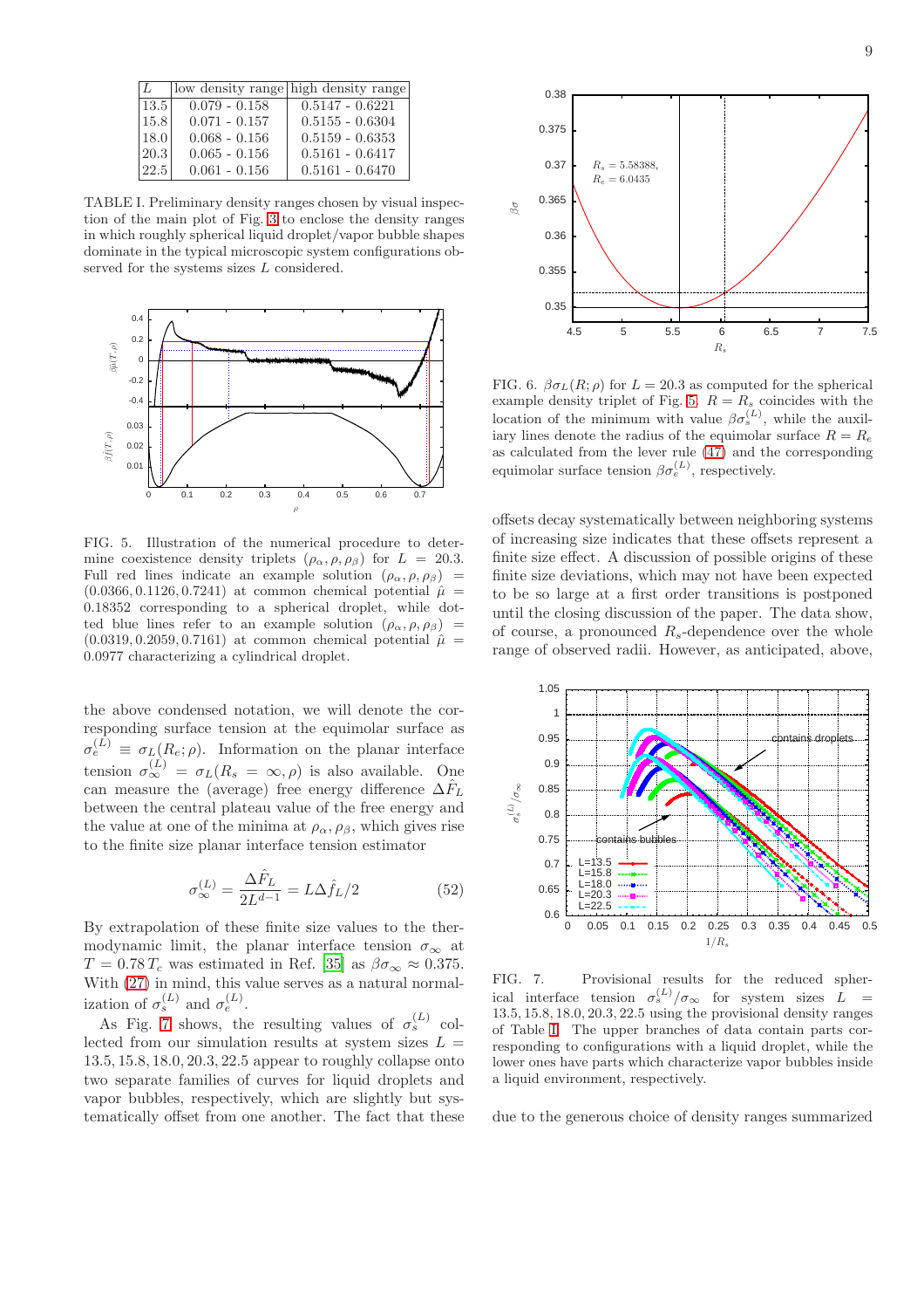| $L$ | low density range | high density range |
|---|---|---|
| 13.5 | 0.079 - 0.158 | 0.5147 - 0.6221 |
| 15.8 | 0.071 - 0.157 | 0.5155 - 0.6304 |
| 18.0 | 0.068 - 0.156 | 0.5159 - 0.6353 |
| 20.3 | 0.065 - 0.156 | 0.5161 - 0.6417 |
| 22.5 | 0.061 - 0.156 | 0.5161 - 0.6470 |

TABLE I. Preliminary density ranges chosen by visual inspection of the main plot of Fig. 3 to enclose the density ranges in which roughly spherical liquid droplet/vapor bubble shapes dominate in the typical microscopic system configurations observed for the systems sizes $L$ considered.

FIG. 5. Illustration of the numerical procedure to determine coexistence density triplets $(\rho_\alpha, \rho, \rho_\beta)$ for $L = 20.3$. Full red lines indicate an example solution $(\rho_\alpha, \rho, \rho_\beta) = (0.0366, 0.1126, 0.7241)$ at common chemical potential $\hat{\mu} = 0.18352$ corresponding to a spherical droplet, while dotted blue lines refer to an example solution $(\rho_\alpha, \rho, \rho_\beta) = (0.0319, 0.2059, 0.7161)$ at common chemical potential $\hat{\mu} = 0.0977$ characterizing a cylindrical droplet.

the above condensed notation, we will denote the corresponding surface tension at the equimolar surface as $\sigma_e^{(L)} \equiv \sigma_L(R_e; \rho)$. Information on the planar interface tension $\sigma_\infty^{(L)} = \sigma_L(R_s = \infty, \rho)$ is also available. One can measure the (average) free energy difference $\Delta\hat{F}_L$ between the central plateau value of the free energy and the value at one of the minima at $\rho_\alpha, \rho_\beta$, which gives rise to the finite size planar interface tension estimator

$$\sigma_\infty^{(L)} = \frac{\Delta\hat{F}_L}{2L^{d-1}} = L\Delta\hat{f}_L/2 \tag{52}$$

By extrapolation of these finite size values to the thermodynamic limit, the planar interface tension $\sigma_\infty$ at $T = 0.78\,T_c$ was estimated in Ref. [35] as $\beta\sigma_\infty \approx 0.375$. With (27) in mind, this value serves as a natural normalization of $\sigma_s^{(L)}$ and $\sigma_e^{(L)}$.

As Fig. 7 shows, the resulting values of $\sigma_s^{(L)}$ collected from our simulation results at system sizes $L = 13.5, 15.8, 18.0, 20.3, 22.5$ appear to roughly collapse onto two separate families of curves for liquid droplets and vapor bubbles, respectively, which are slightly but systematically offset from one another. The fact that these offsets decay systematically between neighboring systems of increasing size indicates that these offsets represent a finite size effect. A discussion of possible origins of these finite size deviations, which may not have been expected to be so large at a first order transitions is postponed until the closing discussion of the paper. The data show, of course, a pronounced $R_s$-dependence over the whole range of observed radii. However, as anticipated, above, due to the generous choice of density ranges summarized

FIG. 6. $\beta\sigma_L(R; \rho)$ for $L = 20.3$ as computed for the spherical example density triplet of Fig. 5. $R = R_s$ coincides with the location of the minimum with value $\beta\sigma_s^{(L)}$, while the auxiliary lines denote the radius of the equimolar surface $R = R_e$ as calculated from the lever rule (47) and the corresponding equimolar surface tension $\beta\sigma_e^{(L)}$, respectively.

FIG. 7. Provisional results for the reduced spherical interface tension $\sigma_s^{(L)}/\sigma_\infty$ for system sizes $L = 13.5, 15.8, 18.0, 20.3, 22.5$ using the provisional density ranges of Table I. The upper branches of data contain parts corresponding to configurations with a liquid droplet, while the lower ones have parts which characterize vapor bubbles inside a liquid environment, respectively.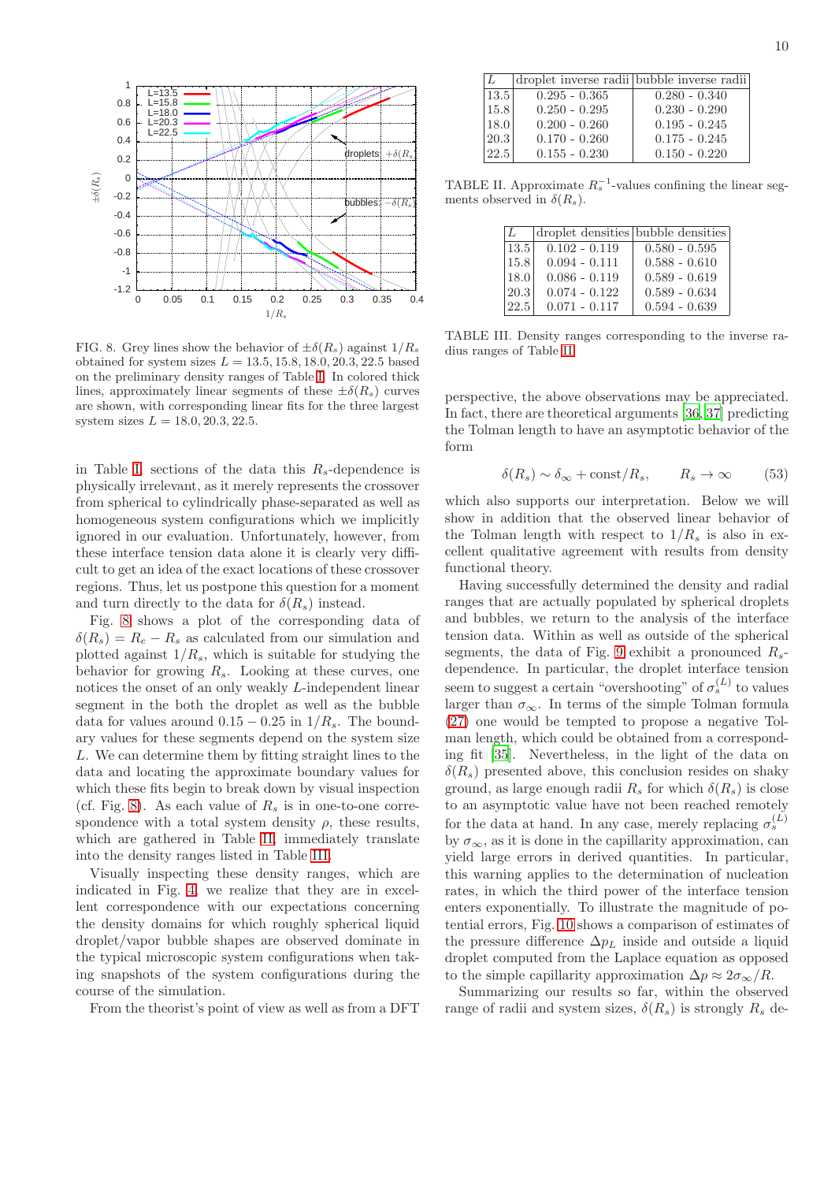FIG. 8. Grey lines show the behavior of $\pm\delta(R_s)$ against $1/R_s$ obtained for system sizes $L = 13.5, 15.8, 18.0, 20.3, 22.5$ based on the preliminary density ranges of Table I. In colored thick lines, approximately linear segments of these $\pm\delta(R_s)$ curves are shown, with corresponding linear fits for the three largest system sizes $L = 18.0, 20.3, 22.5$.

in Table I, sections of the data this $R_s$-dependence is physically irrelevant, as it merely represents the crossover from spherical to cylindrically phase-separated as well as homogeneous system configurations which we implicitly ignored in our evaluation. Unfortunately, however, from these interface tension data alone it is clearly very difficult to get an idea of the exact locations of these crossover regions. Thus, let us postpone this question for a moment and turn directly to the data for $\delta(R_s)$ instead.

Fig. 8 shows a plot of the corresponding data of $\delta(R_s) = R_e - R_s$ as calculated from our simulation and plotted against $1/R_s$, which is suitable for studying the behavior for growing $R_s$. Looking at these curves, one notices the onset of an only weakly $L$-independent linear segment in the both the droplet as well as the bubble data for values around $0.15 - 0.25$ in $1/R_s$. The boundary values for these segments depend on the system size $L$. We can determine them by fitting straight lines to the data and locating the approximate boundary values for which these fits begin to break down by visual inspection (cf. Fig. 8). As each value of $R_s$ is in one-to-one correspondence with a total system density $\rho$, these results, which are gathered in Table II, immediately translate into the density ranges listed in Table III.

Visually inspecting these density ranges, which are indicated in Fig. 4, we realize that they are in excellent correspondence with our expectations concerning the density domains for which roughly spherical liquid droplet/vapor bubble shapes are observed dominate in the typical microscopic system configurations when taking snapshots of the system configurations during the course of the simulation.

From the theorist's point of view as well as from a DFT

| $L$ | droplet inverse radii | bubble inverse radii |
|---|---|---|
| 13.5 | 0.295 - 0.365 | 0.280 - 0.340 |
| 15.8 | 0.250 - 0.295 | 0.230 - 0.290 |
| 18.0 | 0.200 - 0.260 | 0.195 - 0.245 |
| 20.3 | 0.170 - 0.260 | 0.175 - 0.245 |
| 22.5 | 0.155 - 0.230 | 0.150 - 0.220 |

TABLE II. Approximate $R_s^{-1}$-values confining the linear segments observed in $\delta(R_s)$.

| $L$ | droplet densities | bubble densities |
|---|---|---|
| 13.5 | 0.102 - 0.119 | 0.580 - 0.595 |
| 15.8 | 0.094 - 0.111 | 0.588 - 0.610 |
| 18.0 | 0.086 - 0.119 | 0.589 - 0.619 |
| 20.3 | 0.074 - 0.122 | 0.589 - 0.634 |
| 22.5 | 0.071 - 0.117 | 0.594 - 0.639 |

TABLE III. Density ranges corresponding to the inverse radius ranges of Table II.

perspective, the above observations may be appreciated. In fact, there are theoretical arguments [36, 37] predicting the Tolman length to have an asymptotic behavior of the form

$$\delta(R_s) \sim \delta_\infty + \text{const}/R_s, \qquad R_s \to \infty \tag{53}$$

which also supports our interpretation. Below we will show in addition that the observed linear behavior of the Tolman length with respect to $1/R_s$ is also in excellent qualitative agreement with results from density functional theory.

Having successfully determined the density and radial ranges that are actually populated by spherical droplets and bubbles, we return to the analysis of the interface tension data. Within as well as outside of the spherical segments, the data of Fig. 9 exhibit a pronounced $R_s$-dependence. In particular, the droplet interface tension seem to suggest a certain "overshooting" of $\sigma_s^{(L)}$ to values larger than $\sigma_\infty$. In terms of the simple Tolman formula (27) one would be tempted to propose a negative Tolman length, which could be obtained from a corresponding fit [35]. Nevertheless, in the light of the data on $\delta(R_s)$ presented above, this conclusion resides on shaky ground, as large enough radii $R_s$ for which $\delta(R_s)$ is close to an asymptotic value have not been reached remotely for the data at hand. In any case, merely replacing $\sigma_s^{(L)}$ by $\sigma_\infty$, as it is done in the capillarity approximation, can yield large errors in derived quantities. In particular, this warning applies to the determination of nucleation rates, in which the third power of the interface tension enters exponentially. To illustrate the magnitude of potential errors, Fig. 10 shows a comparison of estimates of the pressure difference $\Delta p_L$ inside and outside a liquid droplet computed from the Laplace equation as opposed to the simple capillarity approximation $\Delta p \approx 2\sigma_\infty/R$.

Summarizing our results so far, within the observed range of radii and system sizes, $\delta(R_s)$ is strongly $R_s$ de-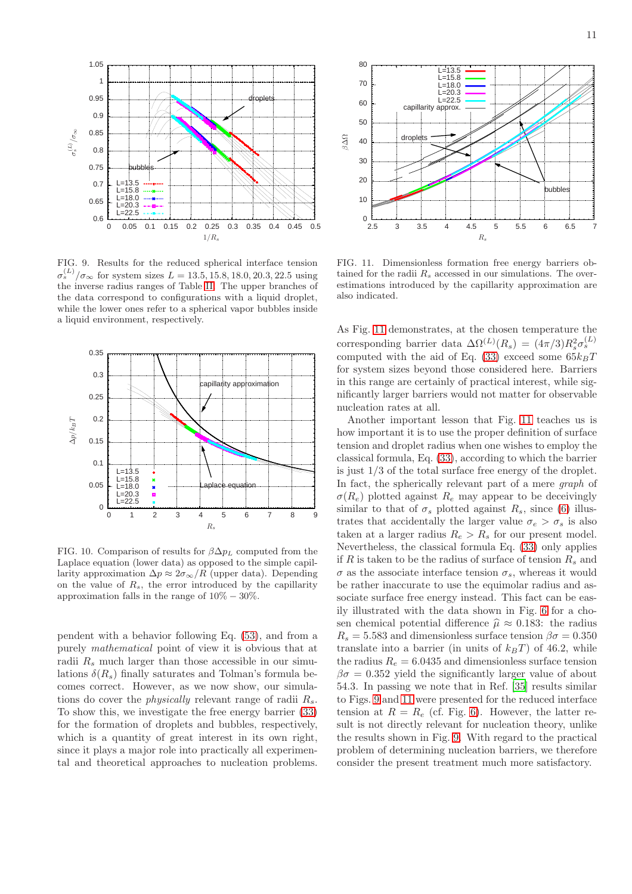FIG. 9. Results for the reduced spherical interface tension $\sigma_s^{(L)}/\sigma_\infty$ for system sizes $L = 13.5, 15.8, 18.0, 20.3, 22.5$ using the inverse radius ranges of Table II. The upper branches of the data correspond to configurations with a liquid droplet, while the lower ones refer to a spherical vapor bubbles inside a liquid environment, respectively.

FIG. 10. Comparison of results for $\beta\Delta p_L$ computed from the Laplace equation (lower data) as opposed to the simple capillarity approximation $\Delta p \approx 2\sigma_\infty/R$ (upper data). Depending on the value of $R_s$, the error introduced by the capillarity approximation falls in the range of $10\% - 30\%$.

pendent with a behavior following Eq. (53), and from a purely *mathematical* point of view it is obvious that at radii $R_s$ much larger than those accessible in our simulations $\delta(R_s)$ finally saturates and Tolman's formula becomes correct. However, as we now show, our simulations do cover the *physically* relevant range of radii $R_s$. To show this, we investigate the free energy barrier (33) for the formation of droplets and bubbles, respectively, which is a quantity of great interest in its own right, since it plays a major role into practically all experimental and theoretical approaches to nucleation problems.

FIG. 11. Dimensionless formation free energy barriers obtained for the radii $R_s$ accessed in our simulations. The overestimations introduced by the capillarity approximation are also indicated.

As Fig. 11 demonstrates, at the chosen temperature the corresponding barrier data $\Delta\Omega^{(L)}(R_s) = (4\pi/3)R_s^2\sigma_s^{(L)}$ computed with the aid of Eq. (33) exceed some $65k_BT$ for system sizes beyond those considered here. Barriers in this range are certainly of practical interest, while significantly larger barriers would not matter for observable nucleation rates at all.

Another important lesson that Fig. 11 teaches us is how important it is to use the proper definition of surface tension and droplet radius when one wishes to employ the classical formula, Eq. (33), according to which the barrier is just 1/3 of the total surface free energy of the droplet. In fact, the spherically relevant part of a mere *graph* of $\sigma(R_e)$ plotted against $R_e$ may appear to be deceivingly similar to that of $\sigma_s$ plotted against $R_s$, since (6) illustrates that accidentally the larger value $\sigma_e > \sigma_s$ is also taken at a larger radius $R_e > R_s$ for our present model. Nevertheless, the classical formula Eq. (33) only applies if $R$ is taken to be the radius of surface of tension $R_s$ and $\sigma$ as the associate interface tension $\sigma_s$, whereas it would be rather inaccurate to use the equimolar radius and associate surface free energy instead. This fact can be easily illustrated with the data shown in Fig. 6 for a chosen chemical potential difference $\widehat{\mu} \approx 0.183$: the radius $R_s = 5.583$ and dimensionless surface tension $\beta\sigma = 0.350$ translate into a barrier (in units of $k_BT$) of 46.2, while the radius $R_e = 6.0435$ and dimensionless surface tension $\beta\sigma = 0.352$ yield the significantly larger value of about 54.3. In passing we note that in Ref. [35] results similar to Figs. 9 and 11 were presented for the reduced interface tension at $R = R_e$ (cf. Fig. 6). However, the latter result is not directly relevant for nucleation theory, unlike the results shown in Fig. 9. With regard to the practical problem of determining nucleation barriers, we therefore consider the present treatment much more satisfactory.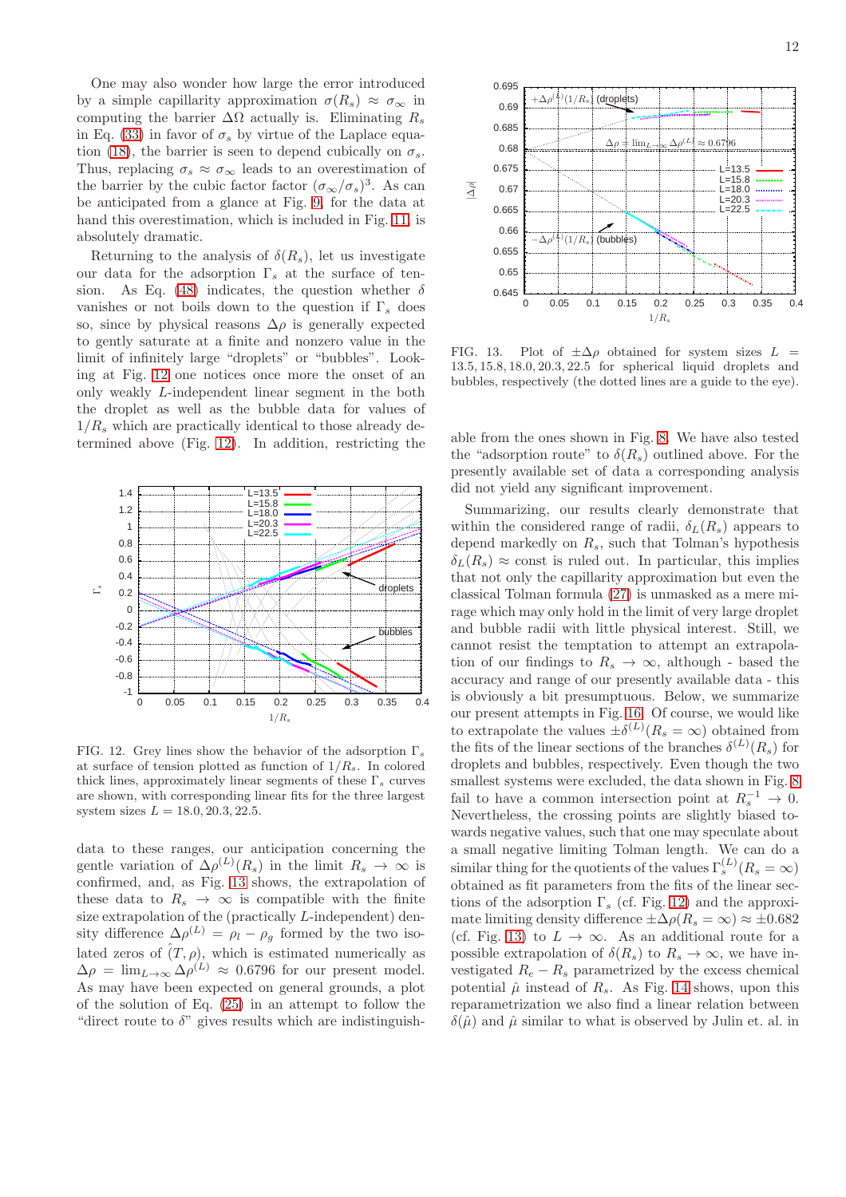One may also wonder how large the error introduced by a simple capillarity approximation $\sigma(R_s) \approx \sigma_\infty$ in computing the barrier $\Delta\Omega$ actually is. Eliminating $R_s$ in Eq. (33) in favor of $\sigma_s$ by virtue of the Laplace equation (18), the barrier is seen to depend cubically on $\sigma_s$. Thus, replacing $\sigma_s \approx \sigma_\infty$ leads to an overestimation of the barrier by the cubic factor factor $(\sigma_\infty/\sigma_s)^3$. As can be anticipated from a glance at Fig. 9, for the data at hand this overestimation, which is included in Fig. 11, is absolutely dramatic.

Returning to the analysis of $\delta(R_s)$, let us investigate our data for the adsorption $\Gamma_s$ at the surface of tension. As Eq. (48) indicates, the question whether $\delta$ vanishes or not boils down to the question if $\Gamma_s$ does so, since by physical reasons $\Delta\rho$ is generally expected to gently saturate at a finite and nonzero value in the limit of infinitely large "droplets" or "bubbles". Looking at Fig. 12 one notices once more the onset of an only weakly $L$-independent linear segment in the both the droplet as well as the bubble data for values of $1/R_s$ which are practically identical to those already determined above (Fig. 12). In addition, restricting the data to these ranges, our anticipation concerning the gentle variation of $\Delta\rho^{(L)}(R_s)$ in the limit $R_s \to \infty$ is confirmed, and, as Fig. 13 shows, the extrapolation of these data to $R_s \to \infty$ is compatible with the finite size extrapolation of the (practically $L$-independent) density difference $\Delta\rho^{(L)} = \rho_l - \rho_g$ formed by the two isolated zeros of $\hat{(T,\rho)}$, which is estimated numerically as $\Delta\rho = \lim_{L\to\infty} \Delta\rho^{(L)} \approx 0.6796$ for our present model. As may have been expected on general grounds, a plot of the solution of Eq. (25) in an attempt to follow the "direct route to $\delta$" gives results which are indistinguishable from the ones shown in Fig. 8. We have also tested the "adsorption route" to $\delta(R_s)$ outlined above. For the presently available set of data a corresponding analysis did not yield any significant improvement.

FIG. 12. Grey lines show the behavior of the adsorption $\Gamma_s$ at surface of tension plotted as function of $1/R_s$. In colored thick lines, approximately linear segments of these $\Gamma_s$ curves are shown, with corresponding linear fits for the three largest system sizes $L = 18.0, 20.3, 22.5$.

FIG. 13. Plot of $\pm\Delta\rho$ obtained for system sizes $L = 13.5, 15.8, 18.0, 20.3, 22.5$ for spherical liquid droplets and bubbles, respectively (the dotted lines are a guide to the eye).

Summarizing, our results clearly demonstrate that within the considered range of radii, $\delta_L(R_s)$ appears to depend markedly on $R_s$, such that Tolman's hypothesis $\delta_L(R_s) \approx$ const is ruled out. In particular, this implies that not only the capillarity approximation but even the classical Tolman formula (27) is unmasked as a mere mirage which may only hold in the limit of very large droplet and bubble radii with little physical interest. Still, we cannot resist the temptation to attempt an extrapolation of our findings to $R_s \to \infty$, although - based the accuracy and range of our presently available data - this is obviously a bit presumptuous. Below, we summarize our present attempts in Fig. 16. Of course, we would like to extrapolate the values $\pm\delta^{(L)}(R_s = \infty)$ obtained from the fits of the linear sections of the branches $\delta^{(L)}(R_s)$ for droplets and bubbles, respectively. Even though the two smallest systems were excluded, the data shown in Fig. 8 fail to have a common intersection point at $R_s^{-1} \to 0$. Nevertheless, the crossing points are slightly biased towards negative values, such that one may speculate about a small negative limiting Tolman length. We can do a similar thing for the quotients of the values $\Gamma_s^{(L)}(R_s = \infty)$ obtained as fit parameters from the fits of the linear sections of the adsorption $\Gamma_s$ (cf. Fig. 12) and the approximate limiting density difference $\pm\Delta\rho(R_s = \infty) \approx \pm 0.682$ (cf. Fig. 13) to $L \to \infty$. As an additional route for a possible extrapolation of $\delta(R_s)$ to $R_s \to \infty$, we have investigated $R_e - R_s$ parametrized by the excess chemical potential $\hat{\mu}$ instead of $R_s$. As Fig. 14 shows, upon this reparametrization we also find a linear relation between $\delta(\hat{\mu})$ and $\hat{\mu}$ similar to what is observed by Julin et. al. in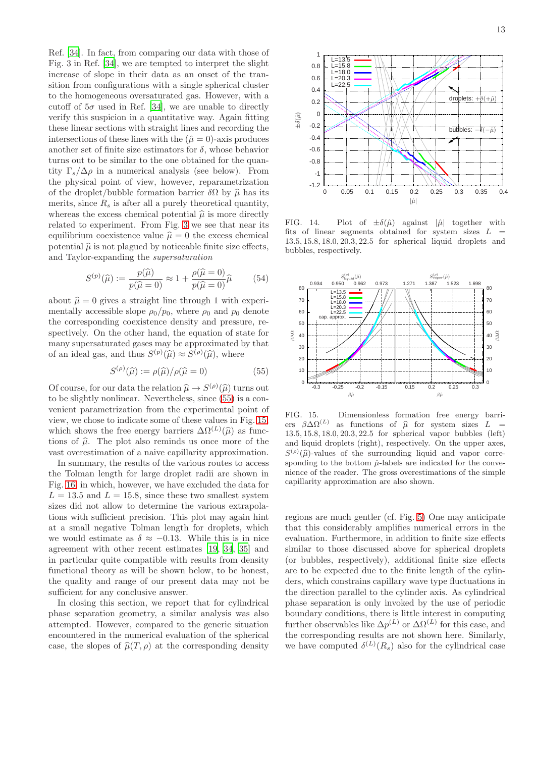Ref. [34]. In fact, from comparing our data with those of Fig. 3 in Ref. [34], we are tempted to interpret the slight increase of slope in their data as an onset of the transition from configurations with a single spherical cluster to the homogeneous oversaturated gas. However, with a cutoff of $5\sigma$ used in Ref. [34], we are unable to directly verify this suspicion in a quantitative way. Again fitting these linear sections with straight lines and recording the intersections of these lines with the ($\hat{\mu} = 0$)-axis produces another set of finite size estimators for $\delta$, whose behavior turns out to be similar to the one obtained for the quantity $\Gamma_s/\Delta\rho$ in a numerical analysis (see below). From the physical point of view, however, reparametrization of the droplet/bubble formation barrier $\delta\Omega$ by $\widehat{\mu}$ has its merits, since $R_s$ is after all a purely theoretical quantity, whereas the excess chemical potential $\widehat{\mu}$ is more directly related to experiment. From Fig. 3 we see that near its equilibrium coexistence value $\widehat{\mu} = 0$ the excess chemical potential $\widehat{\mu}$ is not plagued by noticeable finite size effects, and Taylor-expanding the *supersaturation*

$$S^{(p)}(\widehat{\mu}) := \frac{p(\widehat{\mu})}{p(\widehat{\mu} = 0)} \approx 1 + \frac{\rho(\widehat{\mu} = 0)}{p(\widehat{\mu} = 0)}\widehat{\mu} \qquad (54)$$

about $\widehat{\mu} = 0$ gives a straight line through 1 with experimentally accessible slope $\rho_0/p_0$, where $\rho_0$ and $p_0$ denote the corresponding coexistence density and pressure, respectively. On the other hand, the equation of state for many supersaturated gases may be approximated by that of an ideal gas, and thus $S^{(p)}(\widehat{\mu}) \approx S^{(\rho)}(\widehat{\mu})$, where

$$S^{(\rho)}(\widehat{\mu}) := \rho(\widehat{\mu})/\rho(\widehat{\mu} = 0) \qquad (55)$$

Of course, for our data the relation $\widehat{\mu} \to S^{(\rho)}(\widehat{\mu})$ turns out to be slightly nonlinear. Nevertheless, since (55) is a convenient parametrization from the experimental point of view, we chose to indicate some of these values in Fig. 15, which shows the free energy barriers $\Delta\Omega^{(L)}(\widehat{\mu})$ as functions of $\widehat{\mu}$. The plot also reminds us once more of the vast overestimation of a naive capillarity approximation.

In summary, the results of the various routes to access the Tolman length for large droplet radii are shown in Fig. 16, in which, however, we have excluded the data for $L = 13.5$ and $L = 15.8$, since these two smallest system sizes did not allow to determine the various extrapolations with sufficient precision. This plot may again hint at a small negative Tolman length for droplets, which we would estimate as $\delta \approx -0.13$. While this is in nice agreement with other recent estimates [19, 34, 35] and in particular quite compatible with results from density functional theory as will be shown below, to be honest, the quality and range of our present data may not be sufficient for any conclusive answer.

In closing this section, we report that for cylindrical phase separation geometry, a similar analysis was also attempted. However, compared to the generic situation encountered in the numerical evaluation of the spherical case, the slopes of $\widehat{\mu}(T, \rho)$ at the corresponding density regions are much gentler (cf. Fig. 5) One may anticipate that this considerably amplifies numerical errors in the evaluation. Furthermore, in addition to finite size effects similar to those discussed above for spherical droplets (or bubbles, respectively), additional finite size effects are to be expected due to the finite length of the cylinders, which constrains capillary wave type fluctuations in the direction parallel to the cylinder axis. As cylindrical phase separation is only invoked by the use of periodic boundary conditions, there is little interest in computing further observables like $\Delta p^{(L)}$ or $\Delta\Omega^{(L)}$ for this case, and the corresponding results are not shown here. Similarly, we have computed $\delta^{(L)}(R_s)$ also for the cylindrical case

FIG. 14. Plot of $\pm\delta(\hat{\mu})$ against $|\hat{\mu}|$ together with fits of linear segments obtained for system sizes $L = 13.5, 15.8, 18.0, 20.3, 22.5$ for spherical liquid droplets and bubbles, respectively.

FIG. 15. Dimensionless formation free energy barriers $\beta\Delta\Omega^{(L)}$ as functions of $\widehat{\mu}$ for system sizes $L = 13.5, 15.8, 18.0, 20.3, 22.5$ for spherical vapor bubbles (left) and liquid droplets (right), respectively. On the upper axes, $S^{(\rho)}(\widehat{\mu})$-values of the surrounding liquid and vapor corresponding to the bottom $\hat{\mu}$-labels are indicated for the convenience of the reader. The gross overestimations of the simple capillarity approximation are also shown.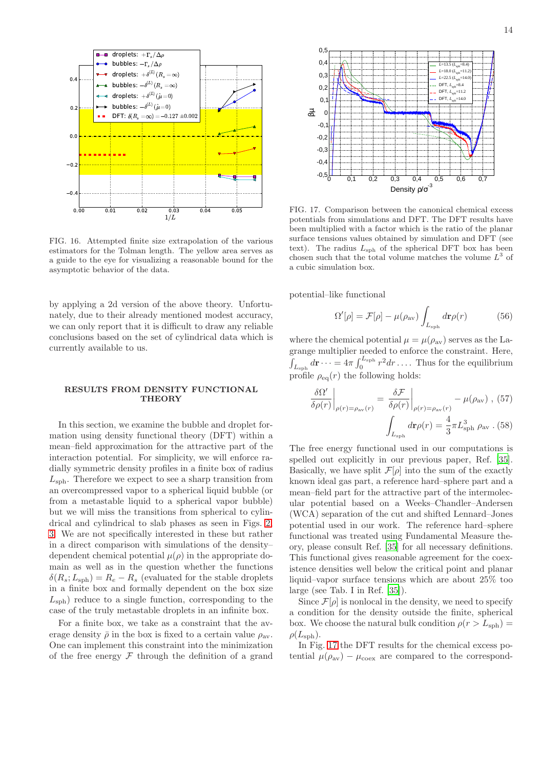FIG. 16. Attempted finite size extrapolation of the various estimators for the Tolman length. The yellow area serves as a guide to the eye for visualizing a reasonable bound for the asymptotic behavior of the data.

by applying a 2d version of the above theory. Unfortunately, due to their already mentioned modest accuracy, we can only report that it is difficult to draw any reliable conclusions based on the set of cylindrical data which is currently available to us.

## RESULTS FROM DENSITY FUNCTIONAL THEORY

In this section, we examine the bubble and droplet formation using density functional theory (DFT) within a mean–field approximation for the attractive part of the interaction potential. For simplicity, we will enforce radially symmetric density profiles in a finite box of radius $L_{\rm sph}$. Therefore we expect to see a sharp transition from an overcompressed vapor to a spherical liquid bubble (or from a metastable liquid to a spherical vapor bubble) but we will miss the transitions from spherical to cylindrical and cylindrical to slab phases as seen in Figs. 2, 3. We are not specifically interested in these but rather in a direct comparison with simulations of the density–dependent chemical potential $\mu(\rho)$ in the appropriate domain as well as in the question whether the functions $\delta(R_s; L_{\rm sph}) = R_e - R_s$ (evaluated for the stable droplets in a finite box and formally dependent on the box size $L_{\rm sph}$) reduce to a single function, corresponding to the case of the truly metastable droplets in an infinite box.

For a finite box, we take as a constraint that the average density $\bar\rho$ in the box is fixed to a certain value $\rho_{\rm av}$. One can implement this constraint into the minimization of the free energy $\mathcal{F}$ through the definition of a grand

FIG. 17. Comparison between the canonical chemical excess potentials from simulations and DFT. The DFT results have been multiplied with a factor which is the ratio of the planar surface tensions values obtained by simulation and DFT (see text). The radius $L_{\rm sph}$ of the spherical DFT box has been chosen such that the total volume matches the volume $L^3$ of a cubic simulation box.

potential–like functional

$$\Omega'[\rho] = \mathcal{F}[\rho] - \mu(\rho_{\rm av}) \int_{L_{\rm sph}} d\mathbf{r}\rho(r) \qquad (56)$$

where the chemical potential $\mu = \mu(\rho_{\rm av})$ serves as the Lagrange multiplier needed to enforce the constraint. Here, $\int_{L_{\rm sph}} d\mathbf{r} \cdots = 4\pi \int_0^{L_{\rm sph}} r^2 dr \ldots$. Thus for the equilibrium profile $\rho_{\rm eq}(r)$ the following holds:

$$\left.\frac{\delta\Omega'}{\delta\rho(r)}\right|_{\rho(r)=\rho_{\rm av}(r)} = \left.\frac{\delta\mathcal{F}}{\delta\rho(r)}\right|_{\rho(r)=\rho_{\rm av}(r)} - \mu(\rho_{\rm av}) \;, \qquad (57)$$

$$\int_{L_{\rm sph}} d\mathbf{r}\rho(r) = \frac{4}{3}\pi L_{\rm sph}^3\, \rho_{\rm av} \;. \qquad (58)$$

The free energy functional used in our computations is spelled out explicitly in our previous paper, Ref. [35]. Basically, we have split $\mathcal{F}[\rho]$ into the sum of the exactly known ideal gas part, a reference hard–sphere part and a mean–field part for the attractive part of the intermolecular potential based on a Weeks–Chandler–Andersen (WCA) separation of the cut and shifted Lennard–Jones potential used in our work. The reference hard–sphere functional was treated using Fundamental Measure theory, please consult Ref. [35] for all necessary definitions. This functional gives reasonable agreement for the coexistence densities well below the critical point and planar liquid–vapor surface tensions which are about 25% too large (see Tab. I in Ref. [35]).

Since $\mathcal{F}[\rho]$ is nonlocal in the density, we need to specify a condition for the density outside the finite, spherical box. We choose the natural bulk condition $\rho(r > L_{\rm sph}) = \rho(L_{\rm sph})$.

In Fig. 17 the DFT results for the chemical excess potential $\mu(\rho_{\rm av}) - \mu_{\rm coex}$ are compared to the correspond-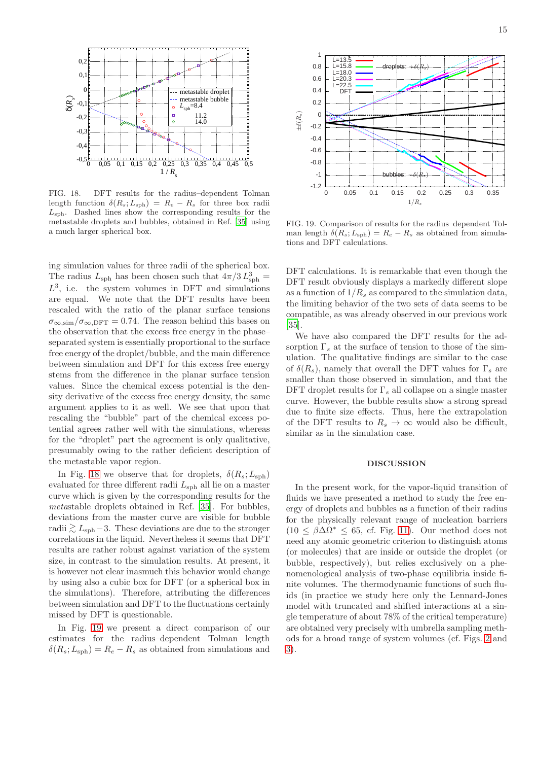FIG. 18. DFT results for the radius–dependent Tolman length function $\delta(R_s; L_{\rm sph}) = R_e - R_s$ for three box radii $L_{\rm sph}$. Dashed lines show the corresponding results for the metastable droplets and bubbles, obtained in Ref. [35] using a much larger spherical box.

FIG. 19. Comparison of results for the radius-dependent Tolman length $\delta(R_s; L_{\rm sph}) = R_e - R_s$ as obtained from simulations and DFT calculations.

ing simulation values for three radii of the spherical box. The radius $L_{\rm sph}$ has been chosen such that $4\pi/3\, L_{\rm sph}^3 = L^3$, i.e. the system volumes in DFT and simulations are equal. We note that the DFT results have been rescaled with the ratio of the planar surface tensions $\sigma_{\infty,\rm sim}/\sigma_{\infty,\rm DFT} = 0.74$. The reason behind this bases on the observation that the excess free energy in the phase–separated system is essentially proportional to the surface free energy of the droplet/bubble, and the main difference between simulation and DFT for this excess free energy stems from the difference in the planar surface tension values. Since the chemical excess potential is the density derivative of the excess free energy density, the same argument applies to it as well. We see that upon that rescaling the "bubble" part of the chemical excess potential agrees rather well with the simulations, whereas for the "droplet" part the agreement is only qualitative, presumably owing to the rather deficient description of the metastable vapor region.

In Fig. 18 we observe that for droplets, $\delta(R_s; L_{\rm sph})$ evaluated for three different radii $L_{\rm sph}$ all lie on a master curve which is given by the corresponding results for the *meta*stable droplets obtained in Ref. [35]. For bubbles, deviations from the master curve are visible for bubble radii $\gtrsim L_{\rm sph} - 3$. These deviations are due to the stronger correlations in the liquid. Nevertheless it seems that DFT results are rather robust against variation of the system size, in contrast to the simulation results. At present, it is however not clear inasmuch this behavior would change by using also a cubic box for DFT (or a spherical box in the simulations). Therefore, attributing the differences between simulation and DFT to the fluctuations certainly missed by DFT is questionable.

In Fig. 19 we present a direct comparison of our estimates for the radius–dependent Tolman length $\delta(R_s; L_{\rm sph}) = R_e - R_s$ as obtained from simulations and DFT calculations. It is remarkable that even though the DFT result obviously displays a markedly different slope as a function of $1/R_s$ as compared to the simulation data, the limiting behavior of the two sets of data seems to be compatible, as was already observed in our previous work [35].

We have also compared the DFT results for the adsorption $\Gamma_s$ at the surface of tension to those of the simulation. The qualitative findings are similar to the case of $\delta(R_s)$, namely that overall the DFT values for $\Gamma_s$ are smaller than those observed in simulation, and that the DFT droplet results for $\Gamma_s$ all collapse on a single master curve. However, the bubble results show a strong spread due to finite size effects. Thus, here the extrapolation of the DFT results to $R_s \to \infty$ would also be difficult, similar as in the simulation case.

## DISCUSSION

In the present work, for the vapor-liquid transition of fluids we have presented a method to study the free energy of droplets and bubbles as a function of their radius for the physically relevant range of nucleation barriers ($10 \le \beta\Delta\Omega^* \le 65$, cf. Fig. 11). Our method does not need any atomic geometric criterion to distinguish atoms (or molecules) that are inside or outside the droplet (or bubble, respectively), but relies exclusively on a phenomenological analysis of two-phase equilibria inside finite volumes. The thermodynamic functions of such fluids (in practice we study here only the Lennard-Jones model with truncated and shifted interactions at a single temperature of about 78% of the critical temperature) are obtained very precisely with umbrella sampling methods for a broad range of system volumes (cf. Figs. 2 and 3).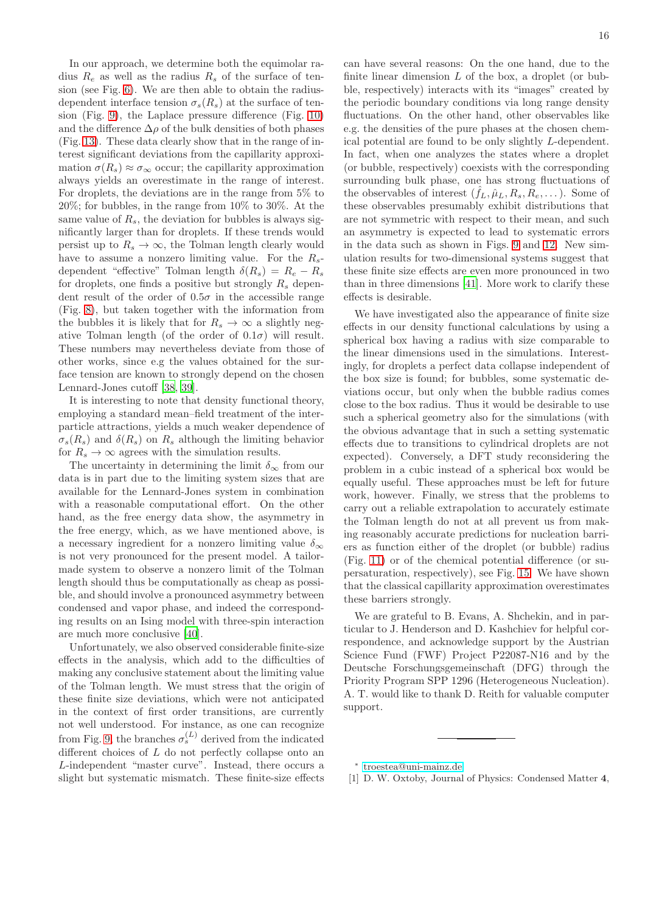In our approach, we determine both the equimolar radius $R_e$ as well as the radius $R_s$ of the surface of tension (see Fig. 6). We are then able to obtain the radius-dependent interface tension $\sigma_s(R_s)$ at the surface of tension (Fig. 9), the Laplace pressure difference (Fig. 10) and the difference $\Delta\rho$ of the bulk densities of both phases (Fig. 13). These data clearly show that in the range of interest significant deviations from the capillarity approximation $\sigma(R_s) \approx \sigma_\infty$ occur; the capillarity approximation always yields an overestimate in the range of interest. For droplets, the deviations are in the range from 5% to 20%; for bubbles, in the range from 10% to 30%. At the same value of $R_s$, the deviation for bubbles is always significantly larger than for droplets. If these trends would persist up to $R_s \to \infty$, the Tolman length clearly would have to assume a nonzero limiting value. For the $R_s$-dependent "effective" Tolman length $\delta(R_s) = R_e - R_s$ for droplets, one finds a positive but strongly $R_s$ dependent result of the order of $0.5\sigma$ in the accessible range (Fig. 8), but taken together with the information from the bubbles it is likely that for $R_s \to \infty$ a slightly negative Tolman length (of the order of $0.1\sigma$) will result. These numbers may nevertheless deviate from those of other works, since e.g the values obtained for the surface tension are known to strongly depend on the chosen Lennard-Jones cutoff [38, 39].

It is interesting to note that density functional theory, employing a standard mean–field treatment of the interparticle attractions, yields a much weaker dependence of $\sigma_s(R_s)$ and $\delta(R_s)$ on $R_s$ although the limiting behavior for $R_s \to \infty$ agrees with the simulation results.

The uncertainty in determining the limit $\delta_\infty$ from our data is in part due to the limiting system sizes that are available for the Lennard-Jones system in combination with a reasonable computational effort. On the other hand, as the free energy data show, the asymmetry in the free energy which, as we have mentioned above, is a necessary ingredient for a nonzero limiting value $\delta_\infty$ is not very pronounced for the present model. A tailor-made system to observe a nonzero limit of the Tolman length should thus be computationally as cheap as possible, and should involve a pronounced asymmetry between condensed and vapor phase, and indeed the corresponding results on an Ising model with three-spin interaction are much more conclusive [40].

Unfortunately, we also observed considerable finite-size effects in the analysis, which add to the difficulties of making any conclusive statement about the limiting value of the Tolman length. We must stress that the origin of these finite size deviations, which were not anticipated in the context of first order transitions, are currently not well understood. For instance, as one can recognize from Fig. 9, the branches $\sigma_s^{(L)}$ derived from the indicated different choices of $L$ do not perfectly collapse onto an $L$-independent "master curve". Instead, there occurs a slight but systematic mismatch. These finite-size effects can have several reasons: On the one hand, due to the finite linear dimension $L$ of the box, a droplet (or bubble, respectively) interacts with its "images" caused by the periodic boundary conditions via long range density fluctuations. On the other hand, other observables like e.g. the densities of the pure phases at the chosen chemical potential are found to be only slightly $L$-dependent. In fact, when one analyzes the states where a droplet (or bubble, respectively) coexists with the corresponding surrounding bulk phase, one has strong fluctuations of the observables of interest ($\hat{f}_L, \hat{\mu}_L, R_s, R_e, \dots$). Some of these observables presumably exhibit distributions that are not symmetric with respect to their mean, and such an asymmetry is expected to lead to systematic errors in the data such as shown in Figs. 9 and 12. New simulation results for two-dimensional systems suggest that these finite size effects are even more pronounced in two than in three dimensions [41]. More work to clarify these effects is desirable.

We have investigated also the appearance of finite size effects in our density functional calculations by using a spherical box having a radius with size comparable to the linear dimensions used in the simulations. Interestingly, for droplets a perfect data collapse independent of the box size is found; for bubbles, some systematic deviations occur, but only when the bubble radius comes close to the box radius. Thus it would be desirable to use such a spherical geometry also for the simulations (with the obvious advantage that in such a setting systematic effects due to transitions to cylindrical droplets are not expected). Conversely, a DFT study reconsidering the problem in a cubic instead of a spherical box would be equally useful. These approaches must be left for future work, however. Finally, we stress that the problems to carry out a reliable extrapolation to accurately estimate the Tolman length do not at all prevent us from making reasonably accurate predictions for nucleation barriers as function either of the droplet (or bubble) radius (Fig. 11) or of the chemical potential difference (or supersaturation, respectively), see Fig. 15. We have shown that the classical capillarity approximation overestimates these barriers strongly.

We are grateful to B. Evans, A. Shchekin, and in particular to J. Henderson and D. Kashchiev for helpful correspondence, and acknowledge support by the Austrian Science Fund (FWF) Project P22087-N16 and by the Deutsche Forschungsgemeinschaft (DFG) through the Priority Program SPP 1296 (Heterogeneous Nucleation). A. T. would like to thank D. Reith for valuable computer support.

---

[*] troestea@uni-mainz.de

[1] D. W. Oxtoby, Journal of Physics: Condensed Matter **4**,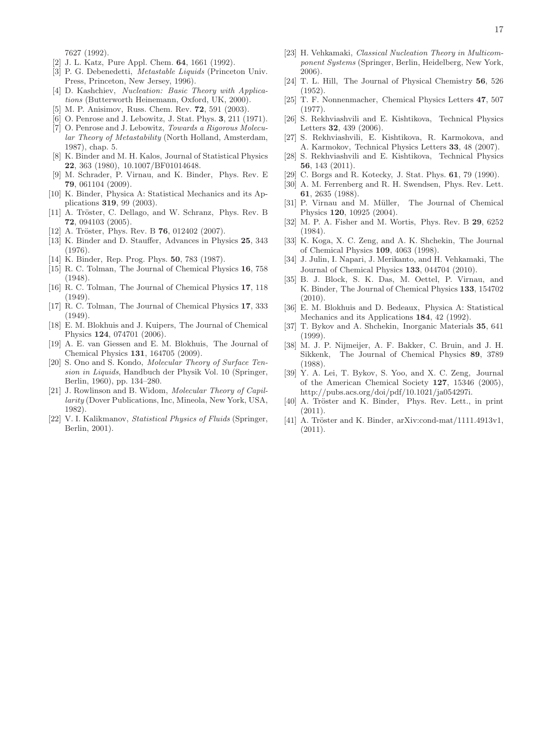7627 (1992).

[2] J. L. Katz, Pure Appl. Chem. **64**, 1661 (1992).

[3] P. G. Debenedetti, *Metastable Liquids* (Princeton Univ. Press, Princeton, New Jersey, 1996).

[4] D. Kashchiev, *Nucleation: Basic Theory with Applications* (Butterworth Heinemann, Oxford, UK, 2000).

[5] M. P. Anisimov, Russ. Chem. Rev. **72**, 591 (2003).

[6] O. Penrose and J. Lebowitz, J. Stat. Phys. **3**, 211 (1971).

[7] O. Penrose and J. Lebowitz, *Towards a Rigorous Molecular Theory of Metastability* (North Holland, Amsterdam, 1987), chap. 5.

[8] K. Binder and M. H. Kalos, Journal of Statistical Physics **22**, 363 (1980), 10.1007/BF01014648.

[9] M. Schrader, P. Virnau, and K. Binder, Phys. Rev. E **79**, 061104 (2009).

[10] K. Binder, Physica A: Statistical Mechanics and its Applications **319**, 99 (2003).

[11] A. Tröster, C. Dellago, and W. Schranz, Phys. Rev. B **72**, 094103 (2005).

[12] A. Tröster, Phys. Rev. B **76**, 012402 (2007).

[13] K. Binder and D. Stauffer, Advances in Physics **25**, 343 (1976).

[14] K. Binder, Rep. Prog. Phys. **50**, 783 (1987).

[15] R. C. Tolman, The Journal of Chemical Physics **16**, 758 (1948).

[16] R. C. Tolman, The Journal of Chemical Physics **17**, 118 (1949).

[17] R. C. Tolman, The Journal of Chemical Physics **17**, 333 (1949).

[18] E. M. Blokhuis and J. Kuipers, The Journal of Chemical Physics **124**, 074701 (2006).

[19] A. E. van Giessen and E. M. Blokhuis, The Journal of Chemical Physics **131**, 164705 (2009).

[20] S. Ono and S. Kondo, *Molecular Theory of Surface Tension in Liquids*, Handbuch der Physik Vol. 10 (Springer, Berlin, 1960), pp. 134–280.

[21] J. Rowlinson and B. Widom, *Molecular Theory of Capillarity* (Dover Publications, Inc, Mineola, New York, USA, 1982).

[22] V. I. Kalikmanov, *Statistical Physics of Fluids* (Springer, Berlin, 2001).

[23] H. Vehkamaki, *Classical Nucleation Theory in Multicomponent Systems* (Springer, Berlin, Heidelberg, New York, 2006).

[24] T. L. Hill, The Journal of Physical Chemistry **56**, 526 (1952).

[25] T. F. Nonnenmacher, Chemical Physics Letters **47**, 507 (1977).

[26] S. Rekhviashvili and E. Kishtikova, Technical Physics Letters **32**, 439 (2006).

[27] S. Rekhviashvili, E. Kishtikova, R. Karmokova, and A. Karmokov, Technical Physics Letters **33**, 48 (2007).

[28] S. Rekhviashvili and E. Kishtikova, Technical Physics **56**, 143 (2011).

[29] C. Borgs and R. Kotecky, J. Stat. Phys. **61**, 79 (1990).

[30] A. M. Ferrenberg and R. H. Swendsen, Phys. Rev. Lett. **61**, 2635 (1988).

[31] P. Virnau and M. Müller, The Journal of Chemical Physics **120**, 10925 (2004).

[32] M. P. A. Fisher and M. Wortis, Phys. Rev. B **29**, 6252 (1984).

[33] K. Koga, X. C. Zeng, and A. K. Shchekin, The Journal of Chemical Physics **109**, 4063 (1998).

[34] J. Julin, I. Napari, J. Merikanto, and H. Vehkamaki, The Journal of Chemical Physics **133**, 044704 (2010).

[35] B. J. Block, S. K. Das, M. Oettel, P. Virnau, and K. Binder, The Journal of Chemical Physics **133**, 154702 (2010).

[36] E. M. Blokhuis and D. Bedeaux, Physica A: Statistical Mechanics and its Applications **184**, 42 (1992).

[37] T. Bykov and A. Shchekin, Inorganic Materials **35**, 641 (1999).

[38] M. J. P. Nijmeijer, A. F. Bakker, C. Bruin, and J. H. Sikkenk, The Journal of Chemical Physics **89**, 3789 (1988).

[39] Y. A. Lei, T. Bykov, S. Yoo, and X. C. Zeng, Journal of the American Chemical Society **127**, 15346 (2005), http://pubs.acs.org/doi/pdf/10.1021/ja054297i.

[40] A. Tröster and K. Binder, Phys. Rev. Lett., in print (2011).

[41] A. Tröster and K. Binder, arXiv:cond-mat/1111.4913v1, (2011).